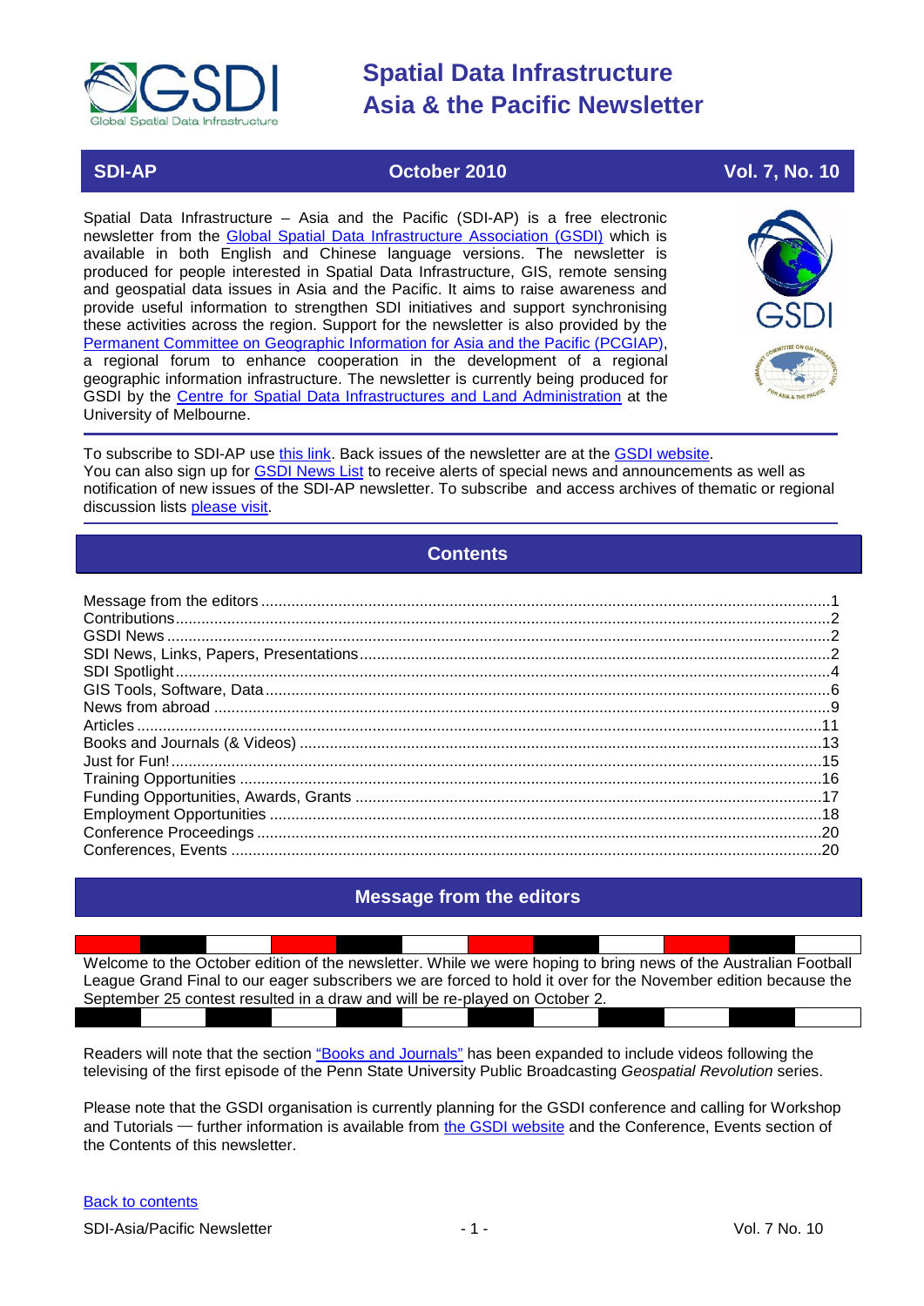# Spatial Data Infrastructure Asia & the Pacific Newsletter

**SDI-AP** | **October 2010** | **Vol. 7, No. 10**

Spatial Data Infrastructure – Asia and the Pacific (SDI-AP) is a free electronic newsletter from the Global Spatial Data Infrastructure Association (GSDI) which is available in both English and Chinese language versions. The newsletter is produced for people interested in Spatial Data Infrastructure, GIS, remote sensing and geospatial data issues in Asia and the Pacific. It aims to raise awareness and provide useful information to strengthen SDI initiatives and support synchronising these activities across the region. Support for the newsletter is also provided by the Permanent Committee on Geographic Information for Asia and the Pacific (PCGIAP), a regional forum to enhance cooperation in the development of a regional geographic information infrastructure. The newsletter is currently being produced for GSDI by the Centre for Spatial Data Infrastructures and Land Administration at the University of Melbourne.

To subscribe to SDI-AP use this link. Back issues of the newsletter are at the GSDI website.
You can also sign up for GSDI News List to receive alerts of special news and announcements as well as notification of new issues of the SDI-AP newsletter. To subscribe and access archives of thematic or regional discussion lists please visit.

## Contents

- Message from the editors ... 1
- Contributions ... 2
- GSDI News ... 2
- SDI News, Links, Papers, Presentations ... 2
- SDI Spotlight ... 4
- GIS Tools, Software, Data ... 6
- News from abroad ... 9
- Articles ... 11
- Books and Journals (& Videos) ... 13
- Just for Fun! ... 15
- Training Opportunities ... 16
- Funding Opportunities, Awards, Grants ... 17
- Employment Opportunities ... 18
- Conference Proceedings ... 20
- Conferences, Events ... 20

## Message from the editors

Welcome to the October edition of the newsletter. While we were hoping to bring news of the Australian Football League Grand Final to our eager subscribers we are forced to hold it over for the November edition because the September 25 contest resulted in a draw and will be re-played on October 2.

Readers will note that the section "Books and Journals" has been expanded to include videos following the televising of the first episode of the Penn State University Public Broadcasting *Geospatial Revolution* series.

Please note that the GSDI organisation is currently planning for the GSDI conference and calling for Workshop and Tutorials — further information is available from the GSDI website and the Conference, Events section of the Contents of this newsletter.

Back to contents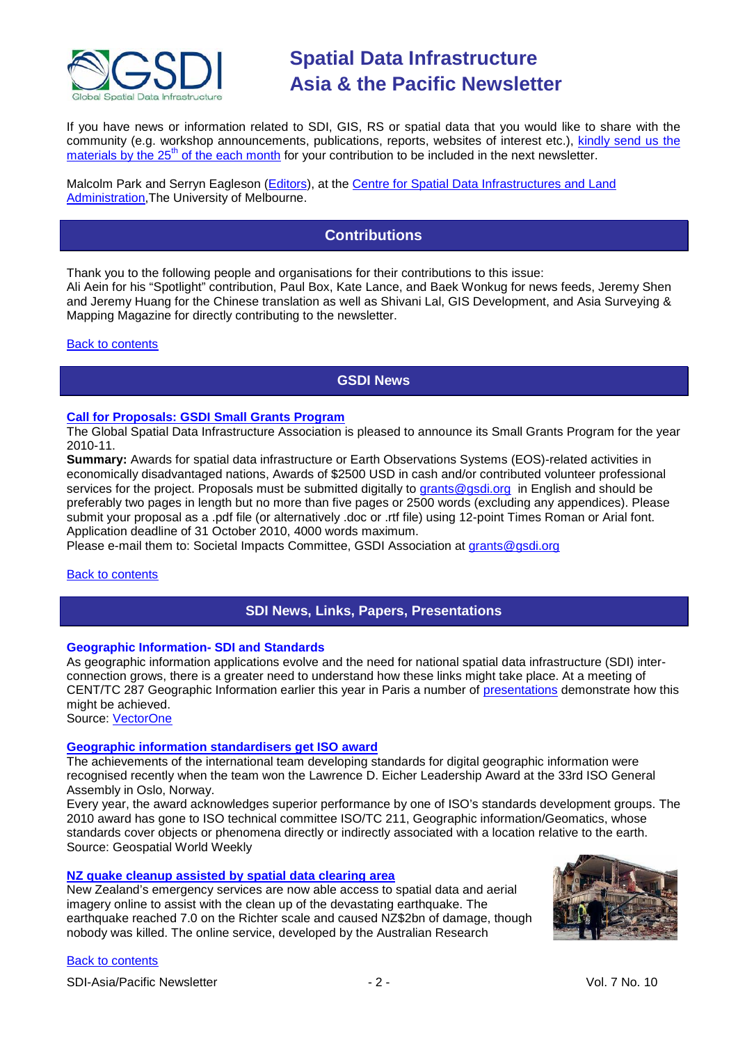If you have news or information related to SDI, GIS, RS or spatial data that you would like to share with the community (e.g. workshop announcements, publications, reports, websites of interest etc.), kindly send us the materials by the 25th of the each month for your contribution to be included in the next newsletter.

Malcolm Park and Serryn Eagleson (Editors), at the Centre for Spatial Data Infrastructures and Land Administration,The University of Melbourne.

## Contributions

Thank you to the following people and organisations for their contributions to this issue:
Ali Aein for his "Spotlight" contribution, Paul Box, Kate Lance, and Baek Wonkug for news feeds, Jeremy Shen and Jeremy Huang for the Chinese translation as well as Shivani Lal, GIS Development, and Asia Surveying & Mapping Magazine for directly contributing to the newsletter.

Back to contents

## GSDI News

### Call for Proposals: GSDI Small Grants Program

The Global Spatial Data Infrastructure Association is pleased to announce its Small Grants Program for the year 2010-11.

**Summary:** Awards for spatial data infrastructure or Earth Observations Systems (EOS)-related activities in economically disadvantaged nations, Awards of $2500 USD in cash and/or contributed volunteer professional services for the project. Proposals must be submitted digitally to grants@gsdi.org in English and should be preferably two pages in length but no more than five pages or 2500 words (excluding any appendices). Please submit your proposal as a .pdf file (or alternatively .doc or .rtf file) using 12-point Times Roman or Arial font. Application deadline of 31 October 2010, 4000 words maximum.
Please e-mail them to: Societal Impacts Committee, GSDI Association at grants@gsdi.org

Back to contents

## SDI News, Links, Papers, Presentations

### Geographic Information- SDI and Standards

As geographic information applications evolve and the need for national spatial data infrastructure (SDI) inter-connection grows, there is a greater need to understand how these links might take place. At a meeting of CENT/TC 287 Geographic Information earlier this year in Paris a number of presentations demonstrate how this might be achieved.
Source: VectorOne

### Geographic information standardisers get ISO award

The achievements of the international team developing standards for digital geographic information were recognised recently when the team won the Lawrence D. Eicher Leadership Award at the 33rd ISO General Assembly in Oslo, Norway.
Every year, the award acknowledges superior performance by one of ISO's standards development groups. The 2010 award has gone to ISO technical committee ISO/TC 211, Geographic information/Geomatics, whose standards cover objects or phenomena directly or indirectly associated with a location relative to the earth.
Source: Geospatial World Weekly

### NZ quake cleanup assisted by spatial data clearing area

New Zealand's emergency services are now able access to spatial data and aerial imagery online to assist with the clean up of the devastating earthquake. The earthquake reached 7.0 on the Richter scale and caused NZ$2bn of damage, though nobody was killed. The online service, developed by the Australian Research

Back to contents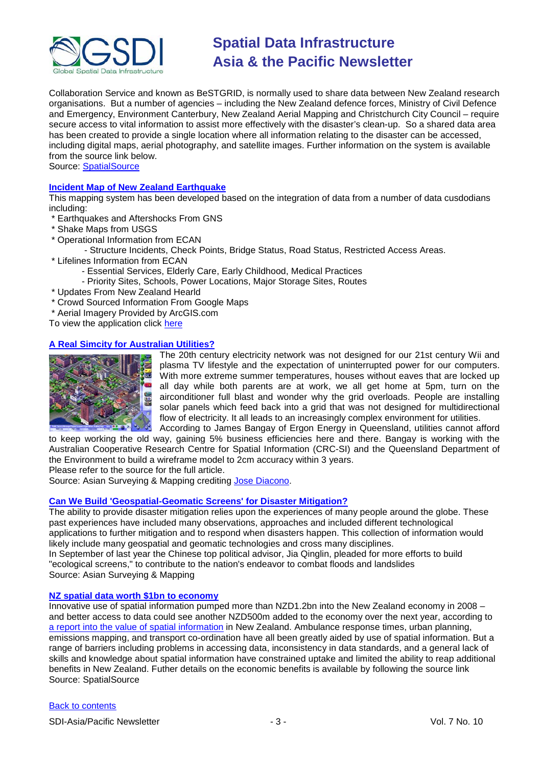Collaboration Service and known as BeSTGRID, is normally used to share data between New Zealand research organisations. But a number of agencies – including the New Zealand defence forces, Ministry of Civil Defence and Emergency, Environment Canterbury, New Zealand Aerial Mapping and Christchurch City Council – require secure access to vital information to assist more effectively with the disaster's clean-up. So a shared data area has been created to provide a single location where all information relating to the disaster can be accessed, including digital maps, aerial photography, and satellite images. Further information on the system is available from the source link below.
Source: SpatialSource

### Incident Map of New Zealand Earthquake

This mapping system has been developed based on the integration of data from a number of data cusdodians including:

* Earthquakes and Aftershocks From GNS
* Shake Maps from USGS
* Operational Information from ECAN
    - Structure Incidents, Check Points, Bridge Status, Road Status, Restricted Access Areas.
* Lifelines Information from ECAN
    - Essential Services, Elderly Care, Early Childhood, Medical Practices
    - Priority Sites, Schools, Power Locations, Major Storage Sites, Routes
* Updates From New Zealand Hearld
* Crowd Sourced Information From Google Maps
* Aerial Imagery Provided by ArcGIS.com

To view the application click here

### A Real Simcity for Australian Utilities?

The 20th century electricity network was not designed for our 21st century Wii and plasma TV lifestyle and the expectation of uninterrupted power for our computers. With more extreme summer temperatures, houses without eaves that are locked up all day while both parents are at work, we all get home at 5pm, turn on the airconditioner full blast and wonder why the grid overloads. People are installing solar panels which feed back into a grid that was not designed for multidirectional flow of electricity. It all leads to an increasingly complex environment for utilities.
According to James Bangay of Ergon Energy in Queensland, utilities cannot afford to keep working the old way, gaining 5% business efficiencies here and there. Bangay is working with the Australian Cooperative Research Centre for Spatial Information (CRC-SI) and the Queensland Department of the Environment to build a wireframe model to 2cm accuracy within 3 years.
Please refer to the source for the full article.
Source: Asian Surveying & Mapping crediting Jose Diacono.

### Can We Build 'Geospatial-Geomatic Screens' for Disaster Mitigation?

The ability to provide disaster mitigation relies upon the experiences of many people around the globe. These past experiences have included many observations, approaches and included different technological applications to further mitigation and to respond when disasters happen. This collection of information would likely include many geospatial and geomatic technologies and cross many disciplines.
In September of last year the Chinese top political advisor, Jia Qinglin, pleaded for more efforts to build "ecological screens," to contribute to the nation's endeavor to combat floods and landslides
Source: Asian Surveying & Mapping

### NZ spatial data worth $1bn to economy

Innovative use of spatial information pumped more than NZD1.2bn into the New Zealand economy in 2008 – and better access to data could see another NZD500m added to the economy over the next year, according to a report into the value of spatial information in New Zealand. Ambulance response times, urban planning, emissions mapping, and transport co-ordination have all been greatly aided by use of spatial information. But a range of barriers including problems in accessing data, inconsistency in data standards, and a general lack of skills and knowledge about spatial information have constrained uptake and limited the ability to reap additional benefits in New Zealand. Futher details on the economic benefits is available by following the source link
Source: SpatialSource

Back to contents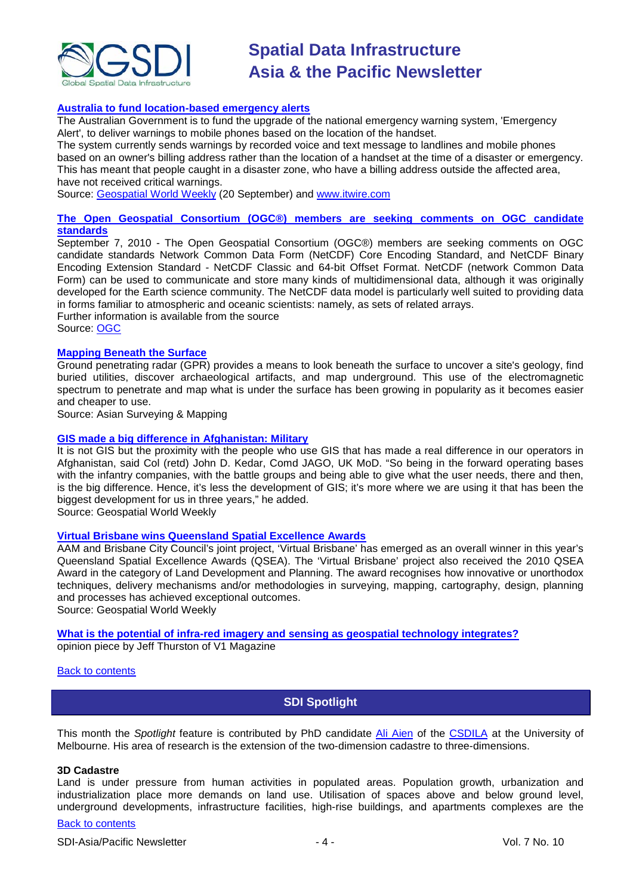**Australia to fund location-based emergency alerts**

The Australian Government is to fund the upgrade of the national emergency warning system, 'Emergency Alert', to deliver warnings to mobile phones based on the location of the handset.

The system currently sends warnings by recorded voice and text message to landlines and mobile phones based on an owner's billing address rather than the location of a handset at the time of a disaster or emergency. This has meant that people caught in a disaster zone, who have a billing address outside the affected area, have not received critical warnings.

Source: Geospatial World Weekly (20 September) and www.itwire.com

**The Open Geospatial Consortium (OGC®) members are seeking comments on OGC candidate standards**

September 7, 2010 - The Open Geospatial Consortium (OGC®) members are seeking comments on OGC candidate standards Network Common Data Form (NetCDF) Core Encoding Standard, and NetCDF Binary Encoding Extension Standard - NetCDF Classic and 64-bit Offset Format. NetCDF (network Common Data Form) can be used to communicate and store many kinds of multidimensional data, although it was originally developed for the Earth science community. The NetCDF data model is particularly well suited to providing data in forms familiar to atmospheric and oceanic scientists: namely, as sets of related arrays.

Further information is available from the source

Source: OGC

**Mapping Beneath the Surface**

Ground penetrating radar (GPR) provides a means to look beneath the surface to uncover a site's geology, find buried utilities, discover archaeological artifacts, and map underground. This use of the electromagnetic spectrum to penetrate and map what is under the surface has been growing in popularity as it becomes easier and cheaper to use.

Source: Asian Surveying & Mapping

**GIS made a big difference in Afghanistan: Military**

It is not GIS but the proximity with the people who use GIS that has made a real difference in our operators in Afghanistan, said Col (retd) John D. Kedar, Comd JAGO, UK MoD. "So being in the forward operating bases with the infantry companies, with the battle groups and being able to give what the user needs, there and then, is the big difference. Hence, it's less the development of GIS; it's more where we are using it that has been the biggest development for us in three years," he added.

Source: Geospatial World Weekly

**Virtual Brisbane wins Queensland Spatial Excellence Awards**

AAM and Brisbane City Council's joint project, 'Virtual Brisbane' has emerged as an overall winner in this year's Queensland Spatial Excellence Awards (QSEA). The 'Virtual Brisbane' project also received the 2010 QSEA Award in the category of Land Development and Planning. The award recognises how innovative or unorthodox techniques, delivery mechanisms and/or methodologies in surveying, mapping, cartography, design, planning and processes has achieved exceptional outcomes.

Source: Geospatial World Weekly

**What is the potential of infra-red imagery and sensing as geospatial technology integrates?**

opinion piece by Jeff Thurston of V1 Magazine

Back to contents

## SDI Spotlight

This month the *Spotlight* feature is contributed by PhD candidate Ali Aien of the CSDILA at the University of Melbourne. His area of research is the extension of the two-dimension cadastre to three-dimensions.

**3D Cadastre**

Land is under pressure from human activities in populated areas. Population growth, urbanization and industrialization place more demands on land use. Utilisation of spaces above and below ground level, underground developments, infrastructure facilities, high-rise buildings, and apartments complexes are the

Back to contents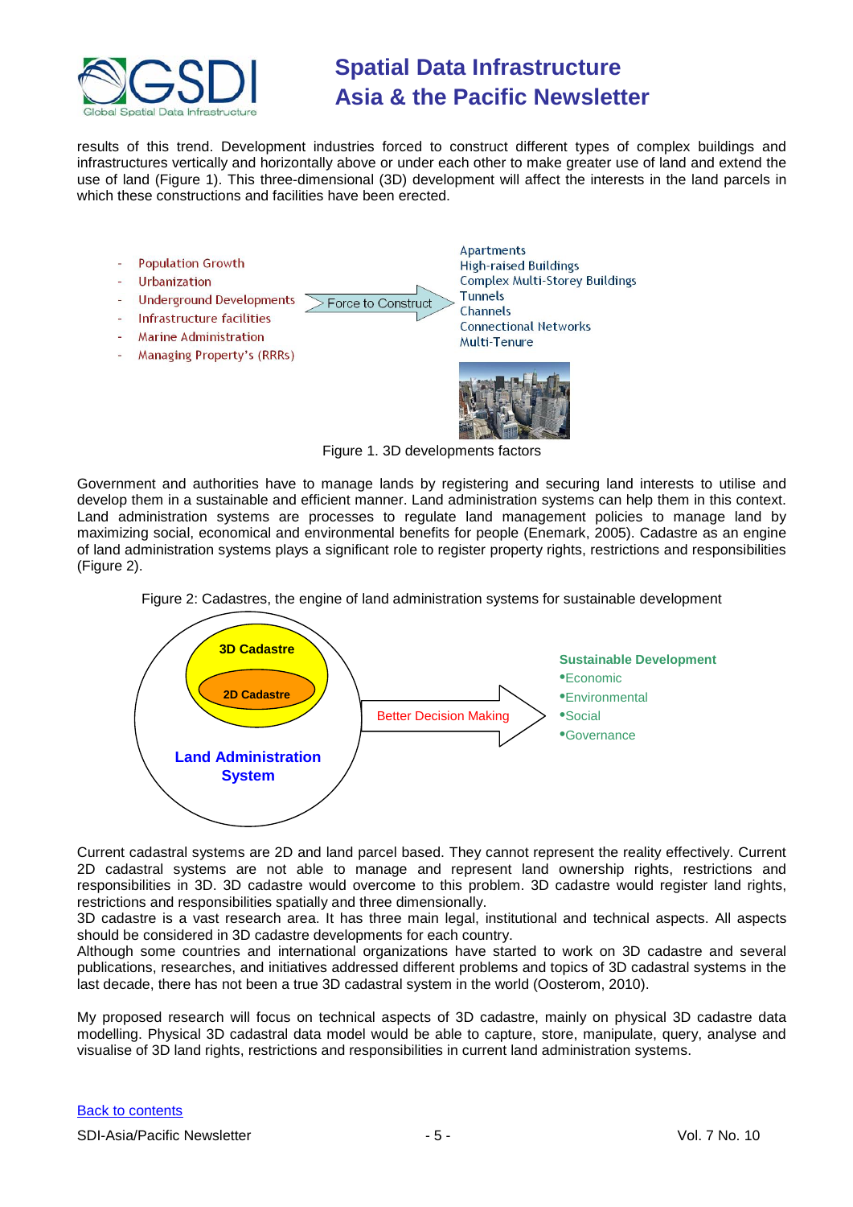results of this trend. Development industries forced to construct different types of complex buildings and infrastructures vertically and horizontally above or under each other to make greater use of land and extend the use of land (Figure 1). This three-dimensional (3D) development will affect the interests in the land parcels in which these constructions and facilities have been erected.

- Population Growth
- Urbanization
- Underground Developments
- Infrastructure facilities
- Marine Administration
- Managing Property's (RRRs)

Force to Construct

Apartments
High-raised Buildings
Complex Multi-Storey Buildings
Tunnels
Channels
Connectional Networks
Multi-Tenure

Figure 1. 3D developments factors

Government and authorities have to manage lands by registering and securing land interests to utilise and develop them in a sustainable and efficient manner. Land administration systems can help them in this context. Land administration systems are processes to regulate land management policies to manage land by maximizing social, economical and environmental benefits for people (Enemark, 2005). Cadastre as an engine of land administration systems plays a significant role to register property rights, restrictions and responsibilities (Figure 2).

Figure 2: Cadastres, the engine of land administration systems for sustainable development

3D Cadastre
2D Cadastre
Land Administration System

Better Decision Making

Sustainable Development
•Economic
•Environmental
•Social
•Governance

Current cadastral systems are 2D and land parcel based. They cannot represent the reality effectively. Current 2D cadastral systems are not able to manage and represent land ownership rights, restrictions and responsibilities in 3D. 3D cadastre would overcome to this problem. 3D cadastre would register land rights, restrictions and responsibilities spatially and three dimensionally.
3D cadastre is a vast research area. It has three main legal, institutional and technical aspects. All aspects should be considered in 3D cadastre developments for each country.
Although some countries and international organizations have started to work on 3D cadastre and several publications, researches, and initiatives addressed different problems and topics of 3D cadastral systems in the last decade, there has not been a true 3D cadastral system in the world (Oosterom, 2010).

My proposed research will focus on technical aspects of 3D cadastre, mainly on physical 3D cadastre data modelling. Physical 3D cadastral data model would be able to capture, store, manipulate, query, analyse and visualise of 3D land rights, restrictions and responsibilities in current land administration systems.

[Back to contents]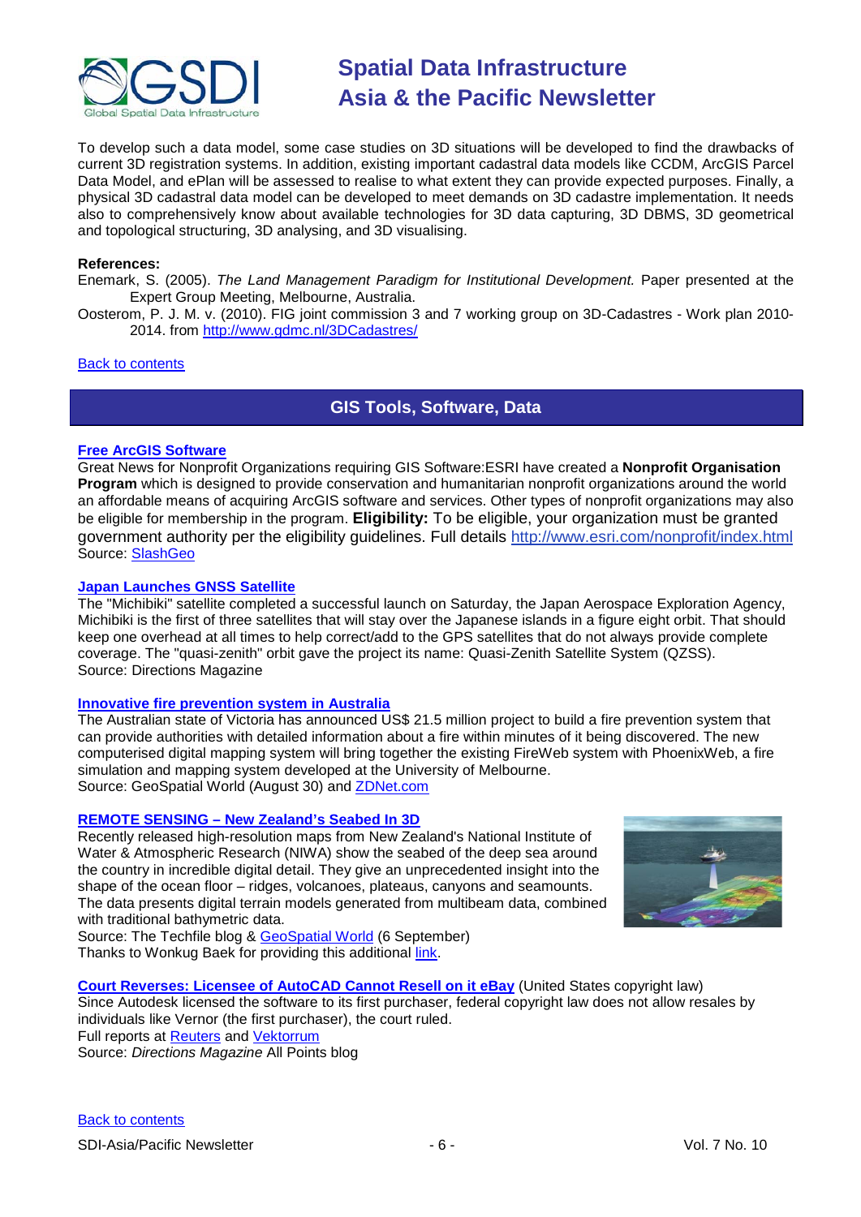To develop such a data model, some case studies on 3D situations will be developed to find the drawbacks of current 3D registration systems. In addition, existing important cadastral data models like CCDM, ArcGIS Parcel Data Model, and ePlan will be assessed to realise to what extent they can provide expected purposes. Finally, a physical 3D cadastral data model can be developed to meet demands on 3D cadastre implementation. It needs also to comprehensively know about available technologies for 3D data capturing, 3D DBMS, 3D geometrical and topological structuring, 3D analysing, and 3D visualising.

**References:**

Enemark, S. (2005). *The Land Management Paradigm for Institutional Development.* Paper presented at the Expert Group Meeting, Melbourne, Australia.

Oosterom, P. J. M. v. (2010). FIG joint commission 3 and 7 working group on 3D-Cadastres - Work plan 2010-2014. from http://www.gdmc.nl/3DCadastres/

Back to contents

## GIS Tools, Software, Data

### Free ArcGIS Software

Great News for Nonprofit Organizations requiring GIS Software:ESRI have created a **Nonprofit Organisation Program** which is designed to provide conservation and humanitarian nonprofit organizations around the world an affordable means of acquiring ArcGIS software and services. Other types of nonprofit organizations may also be eligible for membership in the program. **Eligibility:** To be eligible, your organization must be granted government authority per the eligibility guidelines. Full details http://www.esri.com/nonprofit/index.html
Source: SlashGeo

### Japan Launches GNSS Satellite

The "Michibiki" satellite completed a successful launch on Saturday, the Japan Aerospace Exploration Agency, Michibiki is the first of three satellites that will stay over the Japanese islands in a figure eight orbit. That should keep one overhead at all times to help correct/add to the GPS satellites that do not always provide complete coverage. The "quasi-zenith" orbit gave the project its name: Quasi-Zenith Satellite System (QZSS).
Source: Directions Magazine

### Innovative fire prevention system in Australia

The Australian state of Victoria has announced US$ 21.5 million project to build a fire prevention system that can provide authorities with detailed information about a fire within minutes of it being discovered. The new computerised digital mapping system will bring together the existing FireWeb system with PhoenixWeb, a fire simulation and mapping system developed at the University of Melbourne.
Source: GeoSpatial World (August 30) and ZDNet.com

### REMOTE SENSING – New Zealand's Seabed In 3D

Recently released high-resolution maps from New Zealand's National Institute of Water & Atmospheric Research (NIWA) show the seabed of the deep sea around the country in incredible digital detail. They give an unprecedented insight into the shape of the ocean floor – ridges, volcanoes, plateaus, canyons and seamounts. The data presents digital terrain models generated from multibeam data, combined with traditional bathymetric data.
Source: The Techfile blog & GeoSpatial World (6 September)
Thanks to Wonkug Baek for providing this additional link.

### Court Reverses: Licensee of AutoCAD Cannot Resell on it eBay (United States copyright law)

Since Autodesk licensed the software to its first purchaser, federal copyright law does not allow resales by individuals like Vernor (the first purchaser), the court ruled.
Full reports at Reuters and Vektorrum
Source: *Directions Magazine* All Points blog

Back to contents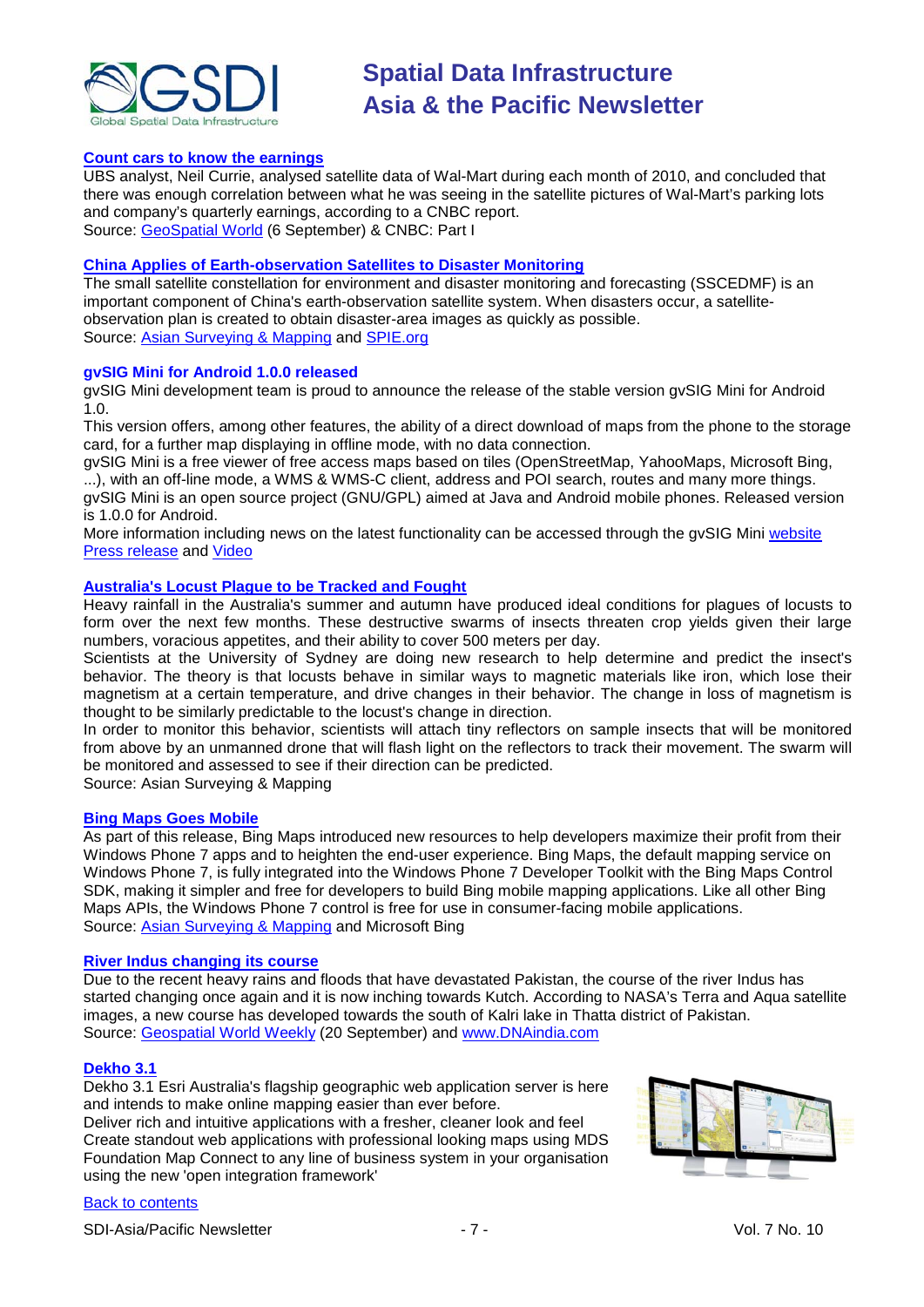### Count cars to know the earnings

UBS analyst, Neil Currie, analysed satellite data of Wal-Mart during each month of 2010, and concluded that there was enough correlation between what he was seeing in the satellite pictures of Wal-Mart's parking lots and company's quarterly earnings, according to a CNBC report.
Source: GeoSpatial World (6 September) & CNBC: Part I

### China Applies of Earth-observation Satellites to Disaster Monitoring

The small satellite constellation for environment and disaster monitoring and forecasting (SSCEDMF) is an important component of China's earth-observation satellite system. When disasters occur, a satellite-observation plan is created to obtain disaster-area images as quickly as possible.
Source: Asian Surveying & Mapping and SPIE.org

### gvSIG Mini for Android 1.0.0 released

gvSIG Mini development team is proud to announce the release of the stable version gvSIG Mini for Android 1.0.

This version offers, among other features, the ability of a direct download of maps from the phone to the storage card, for a further map displaying in offline mode, with no data connection.

gvSIG Mini is a free viewer of free access maps based on tiles (OpenStreetMap, YahooMaps, Microsoft Bing, ...), with an off-line mode, a WMS & WMS-C client, address and POI search, routes and many more things.

gvSIG Mini is an open source project (GNU/GPL) aimed at Java and Android mobile phones. Released version is 1.0.0 for Android.

More information including news on the latest functionality can be accessed through the gvSIG Mini website Press release and Video

### Australia's Locust Plague to be Tracked and Fought

Heavy rainfall in the Australia's summer and autumn have produced ideal conditions for plagues of locusts to form over the next few months. These destructive swarms of insects threaten crop yields given their large numbers, voracious appetites, and their ability to cover 500 meters per day.

Scientists at the University of Sydney are doing new research to help determine and predict the insect's behavior. The theory is that locusts behave in similar ways to magnetic materials like iron, which lose their magnetism at a certain temperature, and drive changes in their behavior. The change in loss of magnetism is thought to be similarly predictable to the locust's change in direction.

In order to monitor this behavior, scientists will attach tiny reflectors on sample insects that will be monitored from above by an unmanned drone that will flash light on the reflectors to track their movement. The swarm will be monitored and assessed to see if their direction can be predicted.

Source: Asian Surveying & Mapping

### Bing Maps Goes Mobile

As part of this release, Bing Maps introduced new resources to help developers maximize their profit from their Windows Phone 7 apps and to heighten the end-user experience. Bing Maps, the default mapping service on Windows Phone 7, is fully integrated into the Windows Phone 7 Developer Toolkit with the Bing Maps Control SDK, making it simpler and free for developers to build Bing mobile mapping applications. Like all other Bing Maps APIs, the Windows Phone 7 control is free for use in consumer-facing mobile applications.
Source: Asian Surveying & Mapping and Microsoft Bing

### River Indus changing its course

Due to the recent heavy rains and floods that have devastated Pakistan, the course of the river Indus has started changing once again and it is now inching towards Kutch. According to NASA's Terra and Aqua satellite images, a new course has developed towards the south of Kalri lake in Thatta district of Pakistan.
Source: Geospatial World Weekly (20 September) and www.DNAindia.com

### Dekho 3.1

Dekho 3.1 Esri Australia's flagship geographic web application server is here and intends to make online mapping easier than ever before.
Deliver rich and intuitive applications with a fresher, cleaner look and feel
Create standout web applications with professional looking maps using MDS Foundation Map Connect to any line of business system in your organisation using the new 'open integration framework'

Back to contents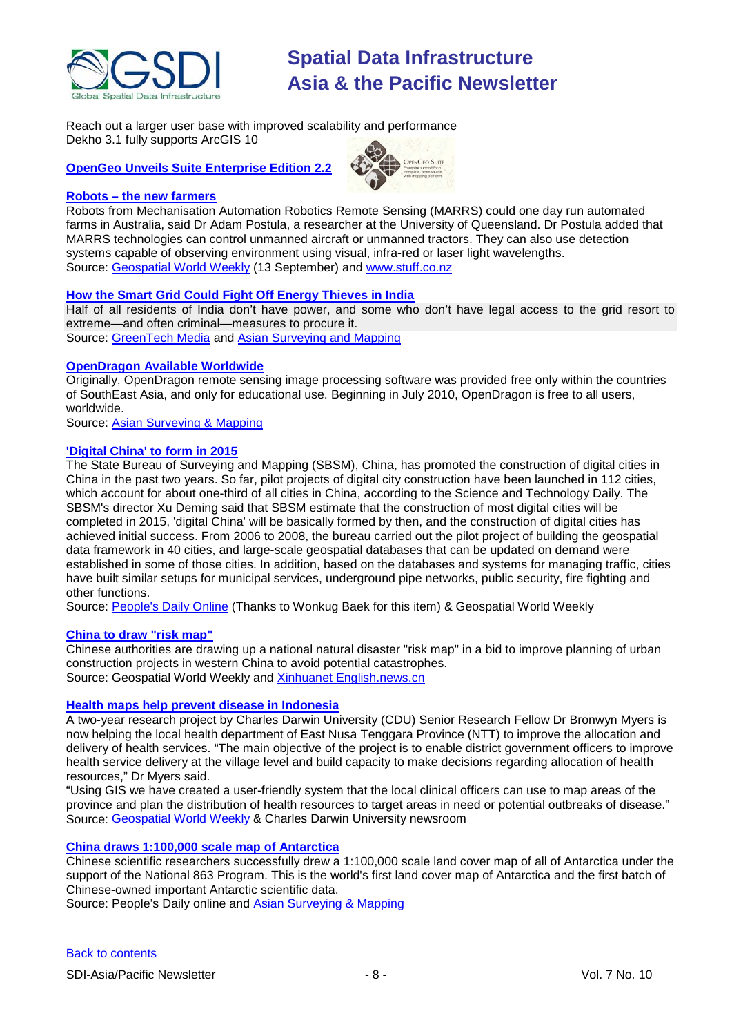Reach out a larger user base with improved scalability and performance
Dekho 3.1 fully supports ArcGIS 10

**OpenGeo Unveils Suite Enterprise Edition 2.2**

**Robots – the new farmers**

Robots from Mechanisation Automation Robotics Remote Sensing (MARRS) could one day run automated farms in Australia, said Dr Adam Postula, a researcher at the University of Queensland. Dr Postula added that MARRS technologies can control unmanned aircraft or unmanned tractors. They can also use detection systems capable of observing environment using visual, infra-red or laser light wavelengths.
Source: Geospatial World Weekly (13 September) and www.stuff.co.nz

**How the Smart Grid Could Fight Off Energy Thieves in India**

Half of all residents of India don't have power, and some who don't have legal access to the grid resort to extreme—and often criminal—measures to procure it.
Source: GreenTech Media and Asian Surveying and Mapping

**OpenDragon Available Worldwide**

Originally, OpenDragon remote sensing image processing software was provided free only within the countries of SouthEast Asia, and only for educational use. Beginning in July 2010, OpenDragon is free to all users, worldwide.
Source: Asian Surveying & Mapping

**'Digital China' to form in 2015**

The State Bureau of Surveying and Mapping (SBSM), China, has promoted the construction of digital cities in China in the past two years. So far, pilot projects of digital city construction have been launched in 112 cities, which account for about one-third of all cities in China, according to the Science and Technology Daily. The SBSM's director Xu Deming said that SBSM estimate that the construction of most digital cities will be completed in 2015, 'digital China' will be basically formed by then, and the construction of digital cities has achieved initial success. From 2006 to 2008, the bureau carried out the pilot project of building the geospatial data framework in 40 cities, and large-scale geospatial databases that can be updated on demand were established in some of those cities. In addition, based on the databases and systems for managing traffic, cities have built similar setups for municipal services, underground pipe networks, public security, fire fighting and other functions.
Source: People's Daily Online (Thanks to Wonkug Baek for this item) & Geospatial World Weekly

**China to draw "risk map"**

Chinese authorities are drawing up a national natural disaster "risk map" in a bid to improve planning of urban construction projects in western China to avoid potential catastrophes.
Source: Geospatial World Weekly and Xinhuanet English.news.cn

**Health maps help prevent disease in Indonesia**

A two-year research project by Charles Darwin University (CDU) Senior Research Fellow Dr Bronwyn Myers is now helping the local health department of East Nusa Tenggara Province (NTT) to improve the allocation and delivery of health services. "The main objective of the project is to enable district government officers to improve health service delivery at the village level and build capacity to make decisions regarding allocation of health resources," Dr Myers said.
"Using GIS we have created a user-friendly system that the local clinical officers can use to map areas of the province and plan the distribution of health resources to target areas in need or potential outbreaks of disease."
Source: Geospatial World Weekly & Charles Darwin University newsroom

**China draws 1:100,000 scale map of Antarctica**

Chinese scientific researchers successfully drew a 1:100,000 scale land cover map of all of Antarctica under the support of the National 863 Program. This is the world's first land cover map of Antarctica and the first batch of Chinese-owned important Antarctic scientific data.
Source: People's Daily online and Asian Surveying & Mapping

Back to contents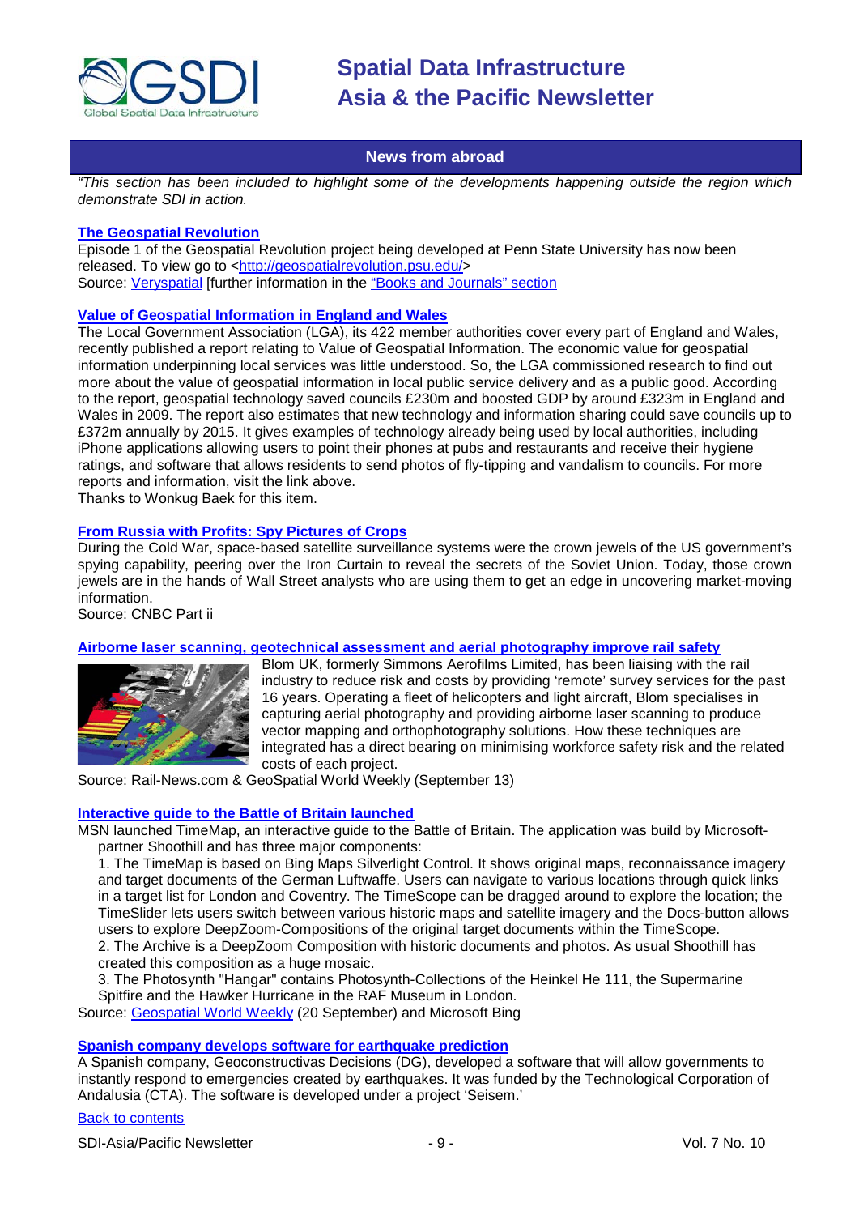## News from abroad

*"This section has been included to highlight some of the developments happening outside the region which demonstrate SDI in action.*

**The Geospatial Revolution**

Episode 1 of the Geospatial Revolution project being developed at Penn State University has now been released. To view go to <http://geospatialrevolution.psu.edu/>

Source: Veryspatial [further information in the "Books and Journals" section

**Value of Geospatial Information in England and Wales**

The Local Government Association (LGA), its 422 member authorities cover every part of England and Wales, recently published a report relating to Value of Geospatial Information. The economic value for geospatial information underpinning local services was little understood. So, the LGA commissioned research to find out more about the value of geospatial information in local public service delivery and as a public good. According to the report, geospatial technology saved councils £230m and boosted GDP by around £323m in England and Wales in 2009. The report also estimates that new technology and information sharing could save councils up to £372m annually by 2015. It gives examples of technology already being used by local authorities, including iPhone applications allowing users to point their phones at pubs and restaurants and receive their hygiene ratings, and software that allows residents to send photos of fly-tipping and vandalism to councils. For more reports and information, visit the link above.

Thanks to Wonkug Baek for this item.

**From Russia with Profits: Spy Pictures of Crops**

During the Cold War, space-based satellite surveillance systems were the crown jewels of the US government's spying capability, peering over the Iron Curtain to reveal the secrets of the Soviet Union. Today, those crown jewels are in the hands of Wall Street analysts who are using them to get an edge in uncovering market-moving information.

Source: CNBC Part ii

**Airborne laser scanning, geotechnical assessment and aerial photography improve rail safety**

Blom UK, formerly Simmons Aerofilms Limited, has been liaising with the rail industry to reduce risk and costs by providing 'remote' survey services for the past 16 years. Operating a fleet of helicopters and light aircraft, Blom specialises in capturing aerial photography and providing airborne laser scanning to produce vector mapping and orthophotography solutions. How these techniques are integrated has a direct bearing on minimising workforce safety risk and the related costs of each project.

Source: Rail-News.com & GeoSpatial World Weekly (September 13)

**Interactive guide to the Battle of Britain launched**

MSN launched TimeMap, an interactive guide to the Battle of Britain. The application was build by Microsoft-partner Shoothill and has three major components:

1. The TimeMap is based on Bing Maps Silverlight Control. It shows original maps, reconnaissance imagery and target documents of the German Luftwaffe. Users can navigate to various locations through quick links in a target list for London and Coventry. The TimeScope can be dragged around to explore the location; the TimeSlider lets users switch between various historic maps and satellite imagery and the Docs-button allows users to explore DeepZoom-Compositions of the original target documents within the TimeScope.
2. The Archive is a DeepZoom Composition with historic documents and photos. As usual Shoothill has created this composition as a huge mosaic.
3. The Photosynth "Hangar" contains Photosynth-Collections of the Heinkel He 111, the Supermarine Spitfire and the Hawker Hurricane in the RAF Museum in London.

Source: Geospatial World Weekly (20 September) and Microsoft Bing

**Spanish company develops software for earthquake prediction**

A Spanish company, Geoconstructivas Decisions (DG), developed a software that will allow governments to instantly respond to emergencies created by earthquakes. It was funded by the Technological Corporation of Andalusia (CTA). The software is developed under a project 'Seisem.'

Back to contents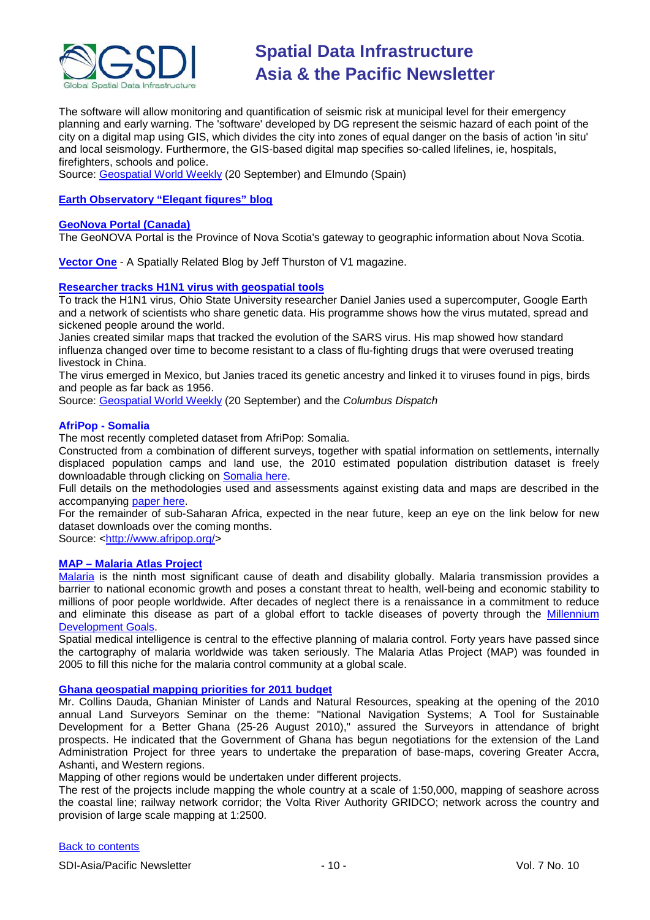The software will allow monitoring and quantification of seismic risk at municipal level for their emergency planning and early warning. The 'software' developed by DG represent the seismic hazard of each point of the city on a digital map using GIS, which divides the city into zones of equal danger on the basis of action 'in situ' and local seismology. Furthermore, the GIS-based digital map specifies so-called lifelines, ie, hospitals, firefighters, schools and police.
Source: Geospatial World Weekly (20 September) and Elmundo (Spain)

**Earth Observatory "Elegant figures" blog**

**GeoNova Portal (Canada)**
The GeoNOVA Portal is the Province of Nova Scotia's gateway to geographic information about Nova Scotia.

**Vector One** - A Spatially Related Blog by Jeff Thurston of V1 magazine.

**Researcher tracks H1N1 virus with geospatial tools**
To track the H1N1 virus, Ohio State University researcher Daniel Janies used a supercomputer, Google Earth and a network of scientists who share genetic data. His programme shows how the virus mutated, spread and sickened people around the world.
Janies created similar maps that tracked the evolution of the SARS virus. His map showed how standard influenza changed over time to become resistant to a class of flu-fighting drugs that were overused treating livestock in China.
The virus emerged in Mexico, but Janies traced its genetic ancestry and linked it to viruses found in pigs, birds and people as far back as 1956.
Source: Geospatial World Weekly (20 September) and the *Columbus Dispatch*

**AfriPop - Somalia**
The most recently completed dataset from AfriPop: Somalia.
Constructed from a combination of different surveys, together with spatial information on settlements, internally displaced population camps and land use, the 2010 estimated population distribution dataset is freely downloadable through clicking on Somalia here.
Full details on the methodologies used and assessments against existing data and maps are described in the accompanying paper here.
For the remainder of sub-Saharan Africa, expected in the near future, keep an eye on the link below for new dataset downloads over the coming months.
Source: <http://www.afripop.org/>

**MAP – Malaria Atlas Project**
Malaria is the ninth most significant cause of death and disability globally. Malaria transmission provides a barrier to national economic growth and poses a constant threat to health, well-being and economic stability to millions of poor people worldwide. After decades of neglect there is a renaissance in a commitment to reduce and eliminate this disease as part of a global effort to tackle diseases of poverty through the Millennium Development Goals.
Spatial medical intelligence is central to the effective planning of malaria control. Forty years have passed since the cartography of malaria worldwide was taken seriously. The Malaria Atlas Project (MAP) was founded in 2005 to fill this niche for the malaria control community at a global scale.

**Ghana geospatial mapping priorities for 2011 budget**
Mr. Collins Dauda, Ghanian Minister of Lands and Natural Resources, speaking at the opening of the 2010 annual Land Surveyors Seminar on the theme: "National Navigation Systems; A Tool for Sustainable Development for a Better Ghana (25-26 August 2010)," assured the Surveyors in attendance of bright prospects. He indicated that the Government of Ghana has begun negotiations for the extension of the Land Administration Project for three years to undertake the preparation of base-maps, covering Greater Accra, Ashanti, and Western regions.
Mapping of other regions would be undertaken under different projects.
The rest of the projects include mapping the whole country at a scale of 1:50,000, mapping of seashore across the coastal line; railway network corridor; the Volta River Authority GRIDCO; network across the country and provision of large scale mapping at 1:2500.

Back to contents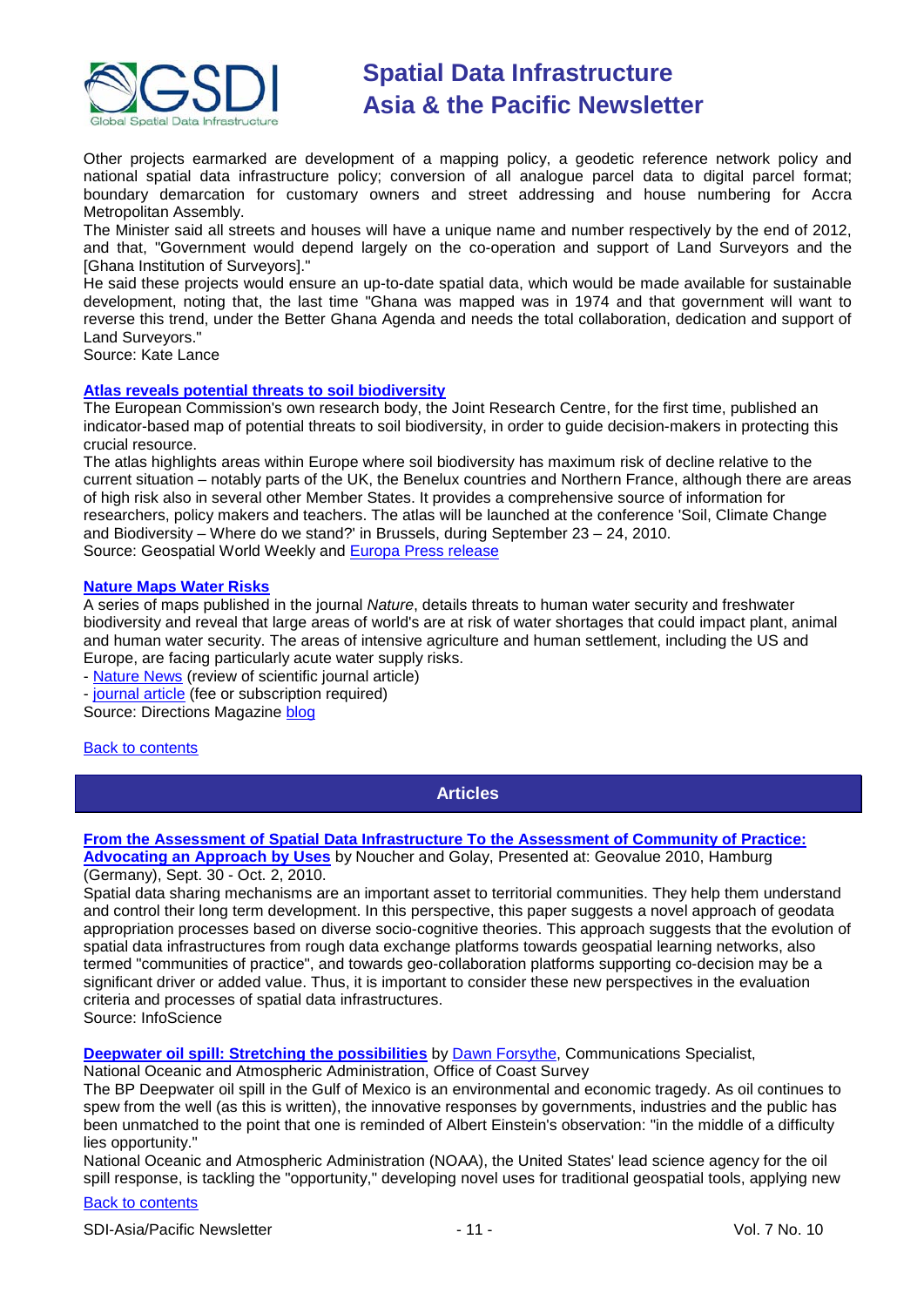Other projects earmarked are development of a mapping policy, a geodetic reference network policy and national spatial data infrastructure policy; conversion of all analogue parcel data to digital parcel format; boundary demarcation for customary owners and street addressing and house numbering for Accra Metropolitan Assembly.

The Minister said all streets and houses will have a unique name and number respectively by the end of 2012, and that, "Government would depend largely on the co-operation and support of Land Surveyors and the [Ghana Institution of Surveyors]."

He said these projects would ensure an up-to-date spatial data, which would be made available for sustainable development, noting that, the last time "Ghana was mapped was in 1974 and that government will want to reverse this trend, under the Better Ghana Agenda and needs the total collaboration, dedication and support of Land Surveyors."

Source: Kate Lance

### Atlas reveals potential threats to soil biodiversity

The European Commission's own research body, the Joint Research Centre, for the first time, published an indicator-based map of potential threats to soil biodiversity, in order to guide decision-makers in protecting this crucial resource.

The atlas highlights areas within Europe where soil biodiversity has maximum risk of decline relative to the current situation – notably parts of the UK, the Benelux countries and Northern France, although there are areas of high risk also in several other Member States. It provides a comprehensive source of information for researchers, policy makers and teachers. The atlas will be launched at the conference 'Soil, Climate Change and Biodiversity – Where do we stand?' in Brussels, during September 23 – 24, 2010.

Source: Geospatial World Weekly and Europa Press release

### Nature Maps Water Risks

A series of maps published in the journal *Nature*, details threats to human water security and freshwater biodiversity and reveal that large areas of world's are at risk of water shortages that could impact plant, animal and human water security. The areas of intensive agriculture and human settlement, including the US and Europe, are facing particularly acute water supply risks.

- Nature News (review of scientific journal article)
- journal article (fee or subscription required)

Source: Directions Magazine blog

Back to contents

## Articles

**From the Assessment of Spatial Data Infrastructure To the Assessment of Community of Practice: Advocating an Approach by Uses** by Noucher and Golay, Presented at: Geovalue 2010, Hamburg (Germany), Sept. 30 - Oct. 2, 2010.

Spatial data sharing mechanisms are an important asset to territorial communities. They help them understand and control their long term development. In this perspective, this paper suggests a novel approach of geodata appropriation processes based on diverse socio-cognitive theories. This approach suggests that the evolution of spatial data infrastructures from rough data exchange platforms towards geospatial learning networks, also termed "communities of practice", and towards geo-collaboration platforms supporting co-decision may be a significant driver or added value. Thus, it is important to consider these new perspectives in the evaluation criteria and processes of spatial data infrastructures.

Source: InfoScience

**Deepwater oil spill: Stretching the possibilities** by Dawn Forsythe, Communications Specialist, National Oceanic and Atmospheric Administration, Office of Coast Survey

The BP Deepwater oil spill in the Gulf of Mexico is an environmental and economic tragedy. As oil continues to spew from the well (as this is written), the innovative responses by governments, industries and the public has been unmatched to the point that one is reminded of Albert Einstein's observation: "in the middle of a difficulty lies opportunity."

National Oceanic and Atmospheric Administration (NOAA), the United States' lead science agency for the oil spill response, is tackling the "opportunity," developing novel uses for traditional geospatial tools, applying new

Back to contents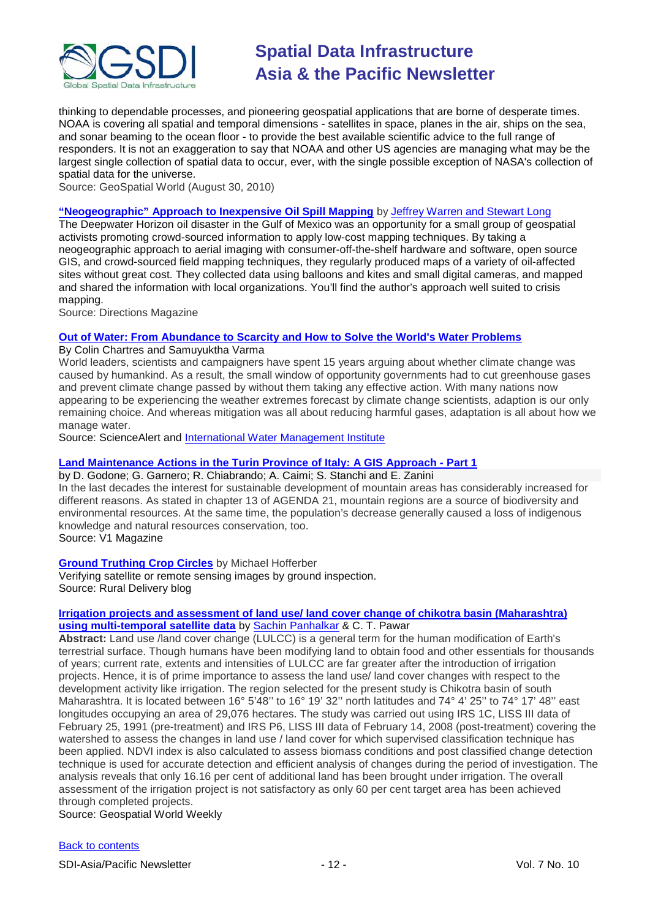thinking to dependable processes, and pioneering geospatial applications that are borne of desperate times. NOAA is covering all spatial and temporal dimensions - satellites in space, planes in the air, ships on the sea, and sonar beaming to the ocean floor - to provide the best available scientific advice to the full range of responders. It is not an exaggeration to say that NOAA and other US agencies are managing what may be the largest single collection of spatial data to occur, ever, with the single possible exception of NASA's collection of spatial data for the universe.
Source: GeoSpatial World (August 30, 2010)

**"Neogeographic" Approach to Inexpensive Oil Spill Mapping** by Jeffrey Warren and Stewart Long
The Deepwater Horizon oil disaster in the Gulf of Mexico was an opportunity for a small group of geospatial activists promoting crowd-sourced information to apply low-cost mapping techniques. By taking a neogeographic approach to aerial imaging with consumer-off-the-shelf hardware and software, open source GIS, and crowd-sourced field mapping techniques, they regularly produced maps of a variety of oil-affected sites without great cost. They collected data using balloons and kites and small digital cameras, and mapped and shared the information with local organizations. You'll find the author's approach well suited to crisis mapping.
Source: Directions Magazine

**Out of Water: From Abundance to Scarcity and How to Solve the World's Water Problems**
By Colin Chartres and Samuyuktha Varma
World leaders, scientists and campaigners have spent 15 years arguing about whether climate change was caused by humankind. As a result, the small window of opportunity governments had to cut greenhouse gases and prevent climate change passed by without them taking any effective action. With many nations now appearing to be experiencing the weather extremes forecast by climate change scientists, adaption is our only remaining choice. And whereas mitigation was all about reducing harmful gases, adaptation is all about how we manage water.
Source: ScienceAlert and International Water Management Institute

**Land Maintenance Actions in the Turin Province of Italy: A GIS Approach - Part 1**
by D. Godone; G. Garnero; R. Chiabrando; A. Caimi; S. Stanchi and E. Zanini
In the last decades the interest for sustainable development of mountain areas has considerably increased for different reasons. As stated in chapter 13 of AGENDA 21, mountain regions are a source of biodiversity and environmental resources. At the same time, the population's decrease generally caused a loss of indigenous knowledge and natural resources conservation, too.
Source: V1 Magazine

**Ground Truthing Crop Circles** by Michael Hofferber
Verifying satellite or remote sensing images by ground inspection.
Source: Rural Delivery blog

**Irrigation projects and assessment of land use/ land cover change of chikotra basin (Maharashtra) using multi-temporal satellite data** by Sachin Panhalkar & C. T. Pawar
**Abstract:** Land use /land cover change (LULCC) is a general term for the human modification of Earth's terrestrial surface. Though humans have been modifying land to obtain food and other essentials for thousands of years; current rate, extents and intensities of LULCC are far greater after the introduction of irrigation projects. Hence, it is of prime importance to assess the land use/ land cover changes with respect to the development activity like irrigation. The region selected for the present study is Chikotra basin of south Maharashtra. It is located between 16° 5'48'' to 16° 19' 32'' north latitudes and 74° 4' 25'' to 74° 17' 48'' east longitudes occupying an area of 29,076 hectares. The study was carried out using IRS 1C, LISS III data of February 25, 1991 (pre-treatment) and IRS P6, LISS III data of February 14, 2008 (post-treatment) covering the watershed to assess the changes in land use / land cover for which supervised classification technique has been applied. NDVI index is also calculated to assess biomass conditions and post classified change detection technique is used for accurate detection and efficient analysis of changes during the period of investigation. The analysis reveals that only 16.16 per cent of additional land has been brought under irrigation. The overall assessment of the irrigation project is not satisfactory as only 60 per cent target area has been achieved through completed projects.
Source: Geospatial World Weekly

Back to contents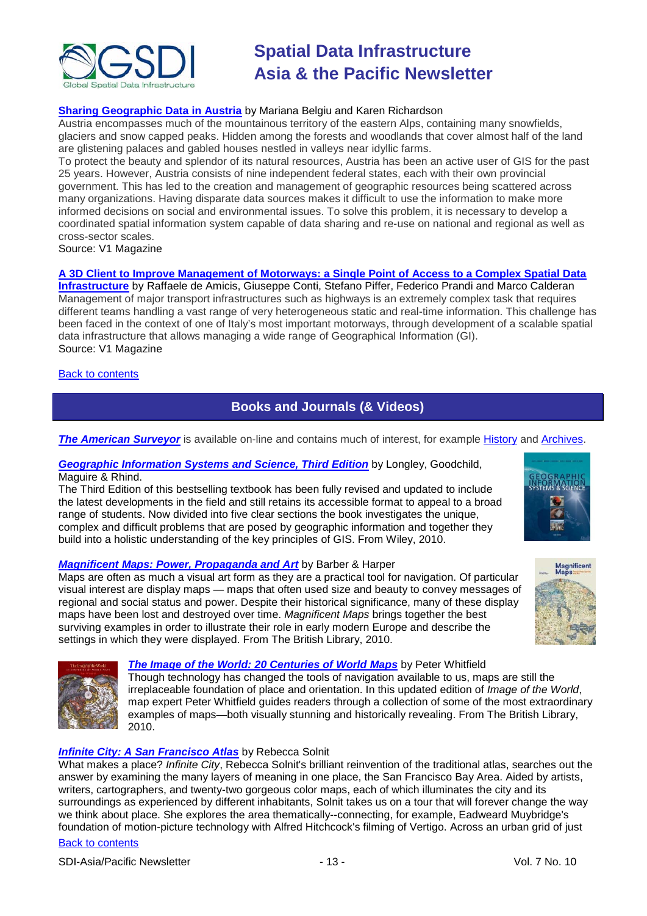**Sharing Geographic Data in Austria** by Mariana Belgiu and Karen Richardson
Austria encompasses much of the mountainous territory of the eastern Alps, containing many snowfields, glaciers and snow capped peaks. Hidden among the forests and woodlands that cover almost half of the land are glistening palaces and gabled houses nestled in valleys near idyllic farms.
To protect the beauty and splendor of its natural resources, Austria has been an active user of GIS for the past 25 years. However, Austria consists of nine independent federal states, each with their own provincial government. This has led to the creation and management of geographic resources being scattered across many organizations. Having disparate data sources makes it difficult to use the information to make more informed decisions on social and environmental issues. To solve this problem, it is necessary to develop a coordinated spatial information system capable of data sharing and re-use on national and regional as well as cross-sector scales.
Source: V1 Magazine

**A 3D Client to Improve Management of Motorways: a Single Point of Access to a Complex Spatial Data Infrastructure** by Raffaele de Amicis, Giuseppe Conti, Stefano Piffer, Federico Prandi and Marco Calderan
Management of major transport infrastructures such as highways is an extremely complex task that requires different teams handling a vast range of very heterogeneous static and real-time information. This challenge has been faced in the context of one of Italy's most important motorways, through development of a scalable spatial data infrastructure that allows managing a wide range of Geographical Information (GI).
Source: V1 Magazine

Back to contents

## Books and Journals (& Videos)

***The American Surveyor*** is available on-line and contains much of interest, for example History and Archives.

***Geographic Information Systems and Science, Third Edition*** by Longley, Goodchild, Maguire & Rhind.
The Third Edition of this bestselling textbook has been fully revised and updated to include the latest developments in the field and still retains its accessible format to appeal to a broad range of students. Now divided into five clear sections the book investigates the unique, complex and difficult problems that are posed by geographic information and together they build into a holistic understanding of the key principles of GIS. From Wiley, 2010.

***Magnificent Maps: Power, Propaganda and Art*** by Barber & Harper
Maps are often as much a visual art form as they are a practical tool for navigation. Of particular visual interest are display maps — maps that often used size and beauty to convey messages of regional and social status and power. Despite their historical significance, many of these display maps have been lost and destroyed over time. *Magnificent Maps* brings together the best surviving examples in order to illustrate their role in early modern Europe and describe the settings in which they were displayed. From The British Library, 2010.

***The Image of the World: 20 Centuries of World Maps*** by Peter Whitfield
Though technology has changed the tools of navigation available to us, maps are still the irreplaceable foundation of place and orientation. In this updated edition of *Image of the World*, map expert Peter Whitfield guides readers through a collection of some of the most extraordinary examples of maps—both visually stunning and historically revealing. From The British Library, 2010.

***Infinite City: A San Francisco Atlas*** by Rebecca Solnit
What makes a place? *Infinite City*, Rebecca Solnit's brilliant reinvention of the traditional atlas, searches out the answer by examining the many layers of meaning in one place, the San Francisco Bay Area. Aided by artists, writers, cartographers, and twenty-two gorgeous color maps, each of which illuminates the city and its surroundings as experienced by different inhabitants, Solnit takes us on a tour that will forever change the way we think about place. She explores the area thematically--connecting, for example, Eadweard Muybridge's foundation of motion-picture technology with Alfred Hitchcock's filming of Vertigo. Across an urban grid of just

Back to contents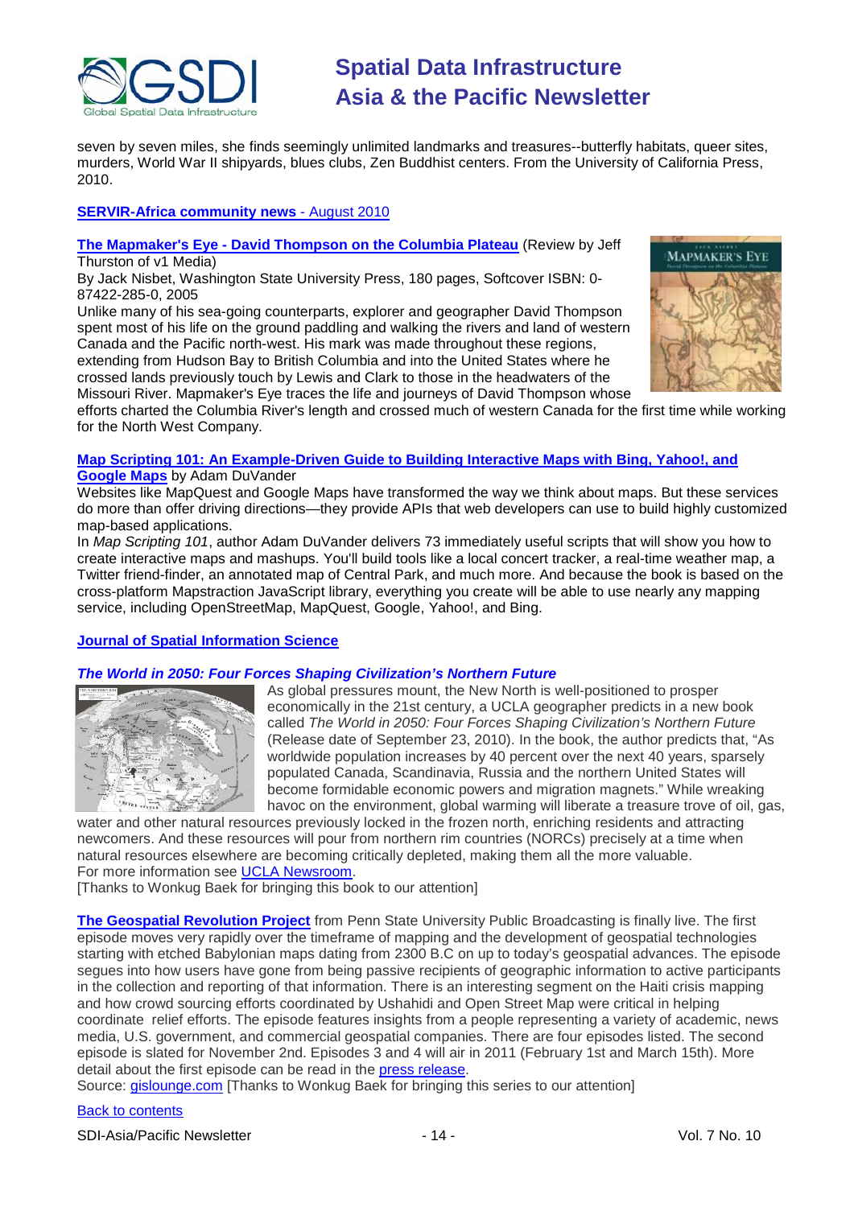seven by seven miles, she finds seemingly unlimited landmarks and treasures--butterfly habitats, queer sites, murders, World War II shipyards, blues clubs, Zen Buddhist centers. From the University of California Press, 2010.

**SERVIR-Africa community news** - August 2010

**The Mapmaker's Eye - David Thompson on the Columbia Plateau** (Review by Jeff Thurston of v1 Media)
By Jack Nisbet, Washington State University Press, 180 pages, Softcover ISBN: 0-87422-285-0, 2005
Unlike many of his sea-going counterparts, explorer and geographer David Thompson spent most of his life on the ground paddling and walking the rivers and land of western Canada and the Pacific north-west. His mark was made throughout these regions, extending from Hudson Bay to British Columbia and into the United States where he crossed lands previously touch by Lewis and Clark to those in the headwaters of the Missouri River. Mapmaker's Eye traces the life and journeys of David Thompson whose efforts charted the Columbia River's length and crossed much of western Canada for the first time while working for the North West Company.

**Map Scripting 101: An Example-Driven Guide to Building Interactive Maps with Bing, Yahoo!, and Google Maps** by Adam DuVander
Websites like MapQuest and Google Maps have transformed the way we think about maps. But these services do more than offer driving directions—they provide APIs that web developers can use to build highly customized map-based applications.
In *Map Scripting 101*, author Adam DuVander delivers 73 immediately useful scripts that will show you how to create interactive maps and mashups. You'll build tools like a local concert tracker, a real-time weather map, a Twitter friend-finder, an annotated map of Central Park, and much more. And because the book is based on the cross-platform Mapstraction JavaScript library, everything you create will be able to use nearly any mapping service, including OpenStreetMap, MapQuest, Google, Yahoo!, and Bing.

**Journal of Spatial Information Science**

***The World in 2050: Four Forces Shaping Civilization's Northern Future***
As global pressures mount, the New North is well-positioned to prosper economically in the 21st century, a UCLA geographer predicts in a new book called *The World in 2050: Four Forces Shaping Civilization's Northern Future* (Release date of September 23, 2010). In the book, the author predicts that, "As worldwide population increases by 40 percent over the next 40 years, sparsely populated Canada, Scandinavia, Russia and the northern United States will become formidable economic powers and migration magnets." While wreaking havoc on the environment, global warming will liberate a treasure trove of oil, gas, water and other natural resources previously locked in the frozen north, enriching residents and attracting newcomers. And these resources will pour from northern rim countries (NORCs) precisely at a time when natural resources elsewhere are becoming critically depleted, making them all the more valuable.
For more information see UCLA Newsroom.
[Thanks to Wonkug Baek for bringing this book to our attention]

**The Geospatial Revolution Project** from Penn State University Public Broadcasting is finally live. The first episode moves very rapidly over the timeframe of mapping and the development of geospatial technologies starting with etched Babylonian maps dating from 2300 B.C on up to today's geospatial advances. The episode segues into how users have gone from being passive recipients of geographic information to active participants in the collection and reporting of that information. There is an interesting segment on the Haiti crisis mapping and how crowd sourcing efforts coordinated by Ushahidi and Open Street Map were critical in helping coordinate relief efforts. The episode features insights from a people representing a variety of academic, news media, U.S. government, and commercial geospatial companies. There are four episodes listed. The second episode is slated for November 2nd. Episodes 3 and 4 will air in 2011 (February 1st and March 15th). More detail about the first episode can be read in the press release.
Source: gislounge.com [Thanks to Wonkug Baek for bringing this series to our attention]

Back to contents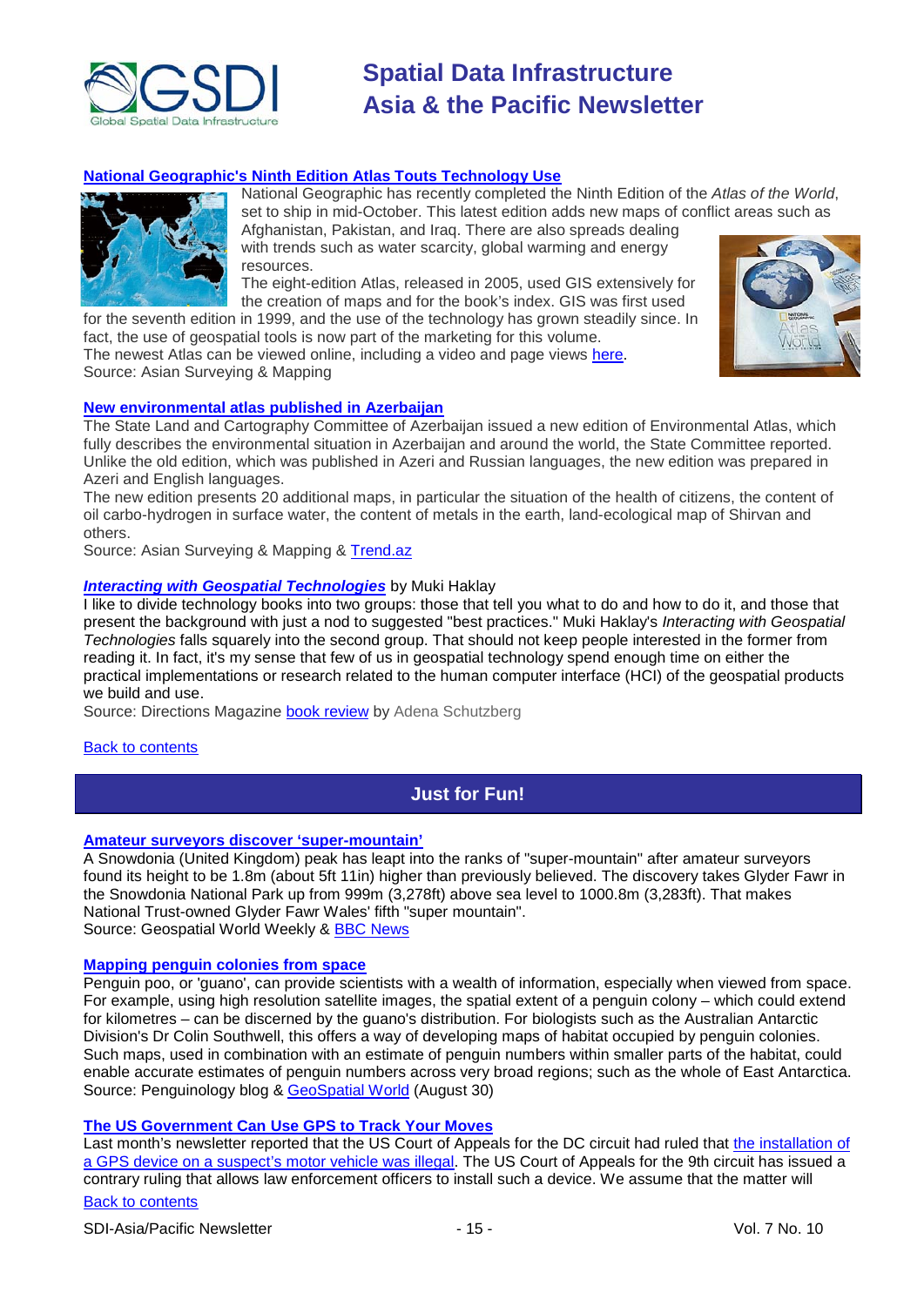### National Geographic's Ninth Edition Atlas Touts Technology Use

National Geographic has recently completed the Ninth Edition of the *Atlas of the World*, set to ship in mid-October. This latest edition adds new maps of conflict areas such as Afghanistan, Pakistan, and Iraq. There are also spreads dealing with trends such as water scarcity, global warming and energy resources.
The eight-edition Atlas, released in 2005, used GIS extensively for the creation of maps and for the book's index. GIS was first used for the seventh edition in 1999, and the use of the technology has grown steadily since. In fact, the use of geospatial tools is now part of the marketing for this volume.
The newest Atlas can be viewed online, including a video and page views here.
Source: Asian Surveying & Mapping

### New environmental atlas published in Azerbaijan

The State Land and Cartography Committee of Azerbaijan issued a new edition of Environmental Atlas, which fully describes the environmental situation in Azerbaijan and around the world, the State Committee reported. Unlike the old edition, which was published in Azeri and Russian languages, the new edition was prepared in Azeri and English languages.
The new edition presents 20 additional maps, in particular the situation of the health of citizens, the content of oil carbo-hydrogen in surface water, the content of metals in the earth, land-ecological map of Shirvan and others.
Source: Asian Surveying & Mapping & Trend.az

### ***Interacting with Geospatial Technologies*** by Muki Haklay

I like to divide technology books into two groups: those that tell you what to do and how to do it, and those that present the background with just a nod to suggested "best practices." Muki Haklay's *Interacting with Geospatial Technologies* falls squarely into the second group. That should not keep people interested in the former from reading it. In fact, it's my sense that few of us in geospatial technology spend enough time on either the practical implementations or research related to the human computer interface (HCI) of the geospatial products we build and use.
Source: Directions Magazine book review by Adena Schutzberg

Back to contents

## Just for Fun!

### Amateur surveyors discover 'super-mountain'

A Snowdonia (United Kingdom) peak has leapt into the ranks of "super-mountain" after amateur surveyors found its height to be 1.8m (about 5ft 11in) higher than previously believed. The discovery takes Glyder Fawr in the Snowdonia National Park up from 999m (3,278ft) above sea level to 1000.8m (3,283ft). That makes National Trust-owned Glyder Fawr Wales' fifth "super mountain".
Source: Geospatial World Weekly & BBC News

### Mapping penguin colonies from space

Penguin poo, or 'guano', can provide scientists with a wealth of information, especially when viewed from space. For example, using high resolution satellite images, the spatial extent of a penguin colony – which could extend for kilometres – can be discerned by the guano's distribution. For biologists such as the Australian Antarctic Division's Dr Colin Southwell, this offers a way of developing maps of habitat occupied by penguin colonies. Such maps, used in combination with an estimate of penguin numbers within smaller parts of the habitat, could enable accurate estimates of penguin numbers across very broad regions; such as the whole of East Antarctica.
Source: Penguinology blog & GeoSpatial World (August 30)

### The US Government Can Use GPS to Track Your Moves

Last month's newsletter reported that the US Court of Appeals for the DC circuit had ruled that the installation of a GPS device on a suspect's motor vehicle was illegal. The US Court of Appeals for the 9th circuit has issued a contrary ruling that allows law enforcement officers to install such a device. We assume that the matter will

Back to contents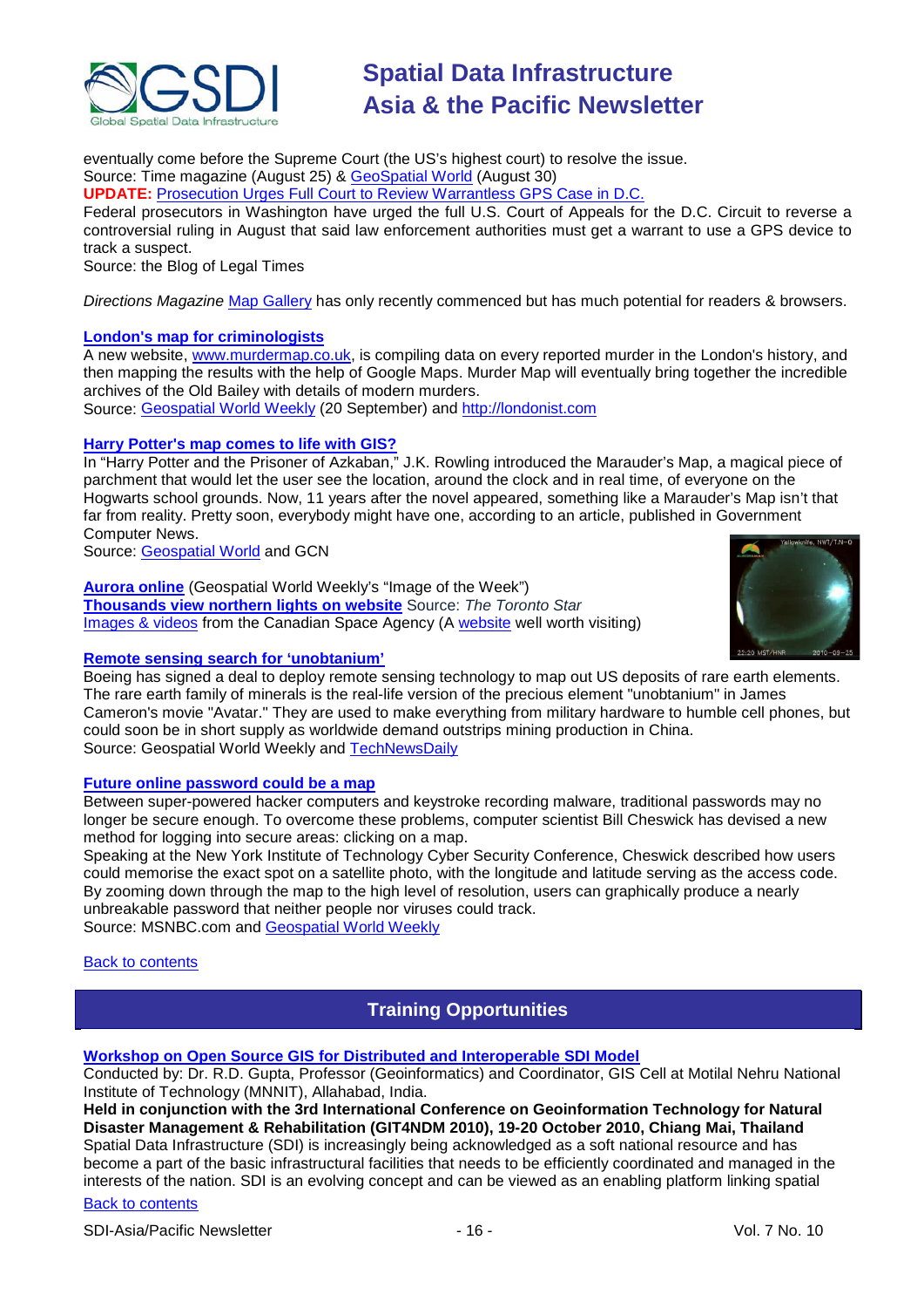eventually come before the Supreme Court (the US's highest court) to resolve the issue.
Source: Time magazine (August 25) & GeoSpatial World (August 30)
**UPDATE:** Prosecution Urges Full Court to Review Warrantless GPS Case in D.C.
Federal prosecutors in Washington have urged the full U.S. Court of Appeals for the D.C. Circuit to reverse a controversial ruling in August that said law enforcement authorities must get a warrant to use a GPS device to track a suspect.
Source: the Blog of Legal Times

*Directions Magazine* Map Gallery has only recently commenced but has much potential for readers & browsers.

**London's map for criminologists**
A new website, www.murdermap.co.uk, is compiling data on every reported murder in the London's history, and then mapping the results with the help of Google Maps. Murder Map will eventually bring together the incredible archives of the Old Bailey with details of modern murders.
Source: Geospatial World Weekly (20 September) and http://londonist.com

**Harry Potter's map comes to life with GIS?**
In "Harry Potter and the Prisoner of Azkaban," J.K. Rowling introduced the Marauder's Map, a magical piece of parchment that would let the user see the location, around the clock and in real time, of everyone on the Hogwarts school grounds. Now, 11 years after the novel appeared, something like a Marauder's Map isn't that far from reality. Pretty soon, everybody might have one, according to an article, published in Government Computer News.
Source: Geospatial World and GCN

**Aurora online** (Geospatial World Weekly's "Image of the Week")
**Thousands view northern lights on website** Source: *The Toronto Star*
Images & videos from the Canadian Space Agency (A website well worth visiting)

**Remote sensing search for 'unobtanium'**
Boeing has signed a deal to deploy remote sensing technology to map out US deposits of rare earth elements. The rare earth family of minerals is the real-life version of the precious element "unobtanium" in James Cameron's movie "Avatar." They are used to make everything from military hardware to humble cell phones, but could soon be in short supply as worldwide demand outstrips mining production in China.
Source: Geospatial World Weekly and TechNewsDaily

**Future online password could be a map**
Between super-powered hacker computers and keystroke recording malware, traditional passwords may no longer be secure enough. To overcome these problems, computer scientist Bill Cheswick has devised a new method for logging into secure areas: clicking on a map.
Speaking at the New York Institute of Technology Cyber Security Conference, Cheswick described how users could memorise the exact spot on a satellite photo, with the longitude and latitude serving as the access code. By zooming down through the map to the high level of resolution, users can graphically produce a nearly unbreakable password that neither people nor viruses could track.
Source: MSNBC.com and Geospatial World Weekly

Back to contents

## Training Opportunities

**Workshop on Open Source GIS for Distributed and Interoperable SDI Model**
Conducted by: Dr. R.D. Gupta, Professor (Geoinformatics) and Coordinator, GIS Cell at Motilal Nehru National Institute of Technology (MNNIT), Allahabad, India.
**Held in conjunction with the 3rd International Conference on Geoinformation Technology for Natural Disaster Management & Rehabilitation (GIT4NDM 2010), 19-20 October 2010, Chiang Mai, Thailand**
Spatial Data Infrastructure (SDI) is increasingly being acknowledged as a soft national resource and has become a part of the basic infrastructural facilities that needs to be efficiently coordinated and managed in the interests of the nation. SDI is an evolving concept and can be viewed as an enabling platform linking spatial

Back to contents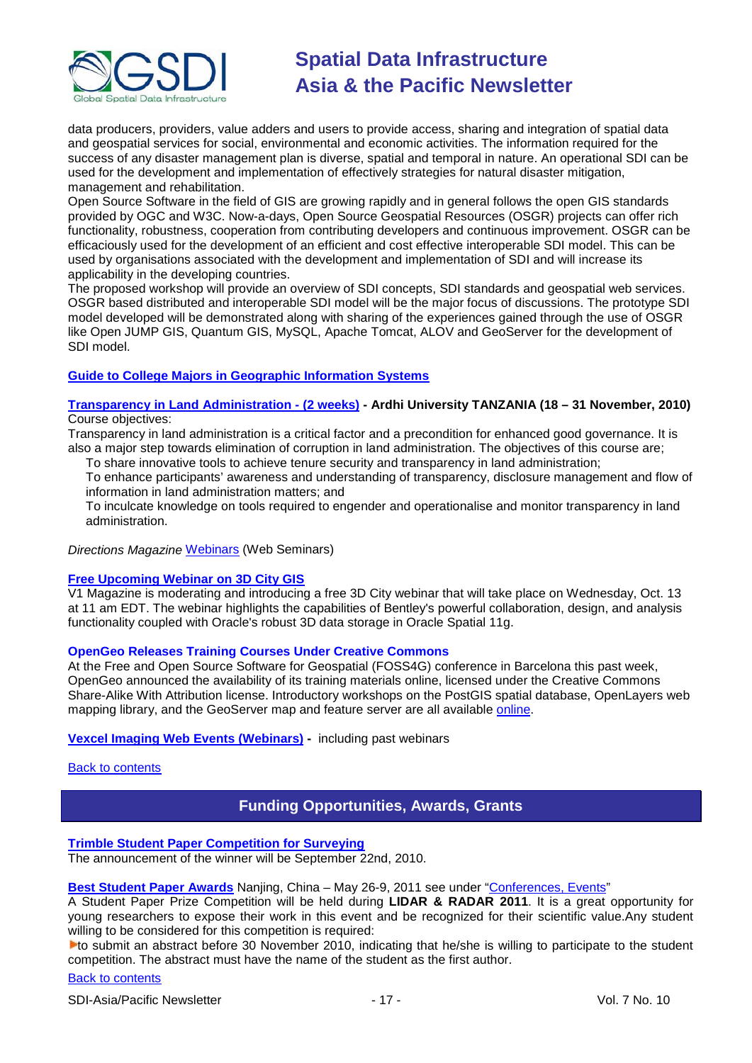data producers, providers, value adders and users to provide access, sharing and integration of spatial data and geospatial services for social, environmental and economic activities. The information required for the success of any disaster management plan is diverse, spatial and temporal in nature. An operational SDI can be used for the development and implementation of effectively strategies for natural disaster mitigation, management and rehabilitation.

Open Source Software in the field of GIS are growing rapidly and in general follows the open GIS standards provided by OGC and W3C. Now-a-days, Open Source Geospatial Resources (OSGR) projects can offer rich functionality, robustness, cooperation from contributing developers and continuous improvement. OSGR can be efficaciously used for the development of an efficient and cost effective interoperable SDI model. This can be used by organisations associated with the development and implementation of SDI and will increase its applicability in the developing countries.

The proposed workshop will provide an overview of SDI concepts, SDI standards and geospatial web services. OSGR based distributed and interoperable SDI model will be the major focus of discussions. The prototype SDI model developed will be demonstrated along with sharing of the experiences gained through the use of OSGR like Open JUMP GIS, Quantum GIS, MySQL, Apache Tomcat, ALOV and GeoServer for the development of SDI model.

**Guide to College Majors in Geographic Information Systems**

**Transparency in Land Administration - (2 weeks) - Ardhi University TANZANIA (18 – 31 November, 2010)**
Course objectives:

Transparency in land administration is a critical factor and a precondition for enhanced good governance. It is also a major step towards elimination of corruption in land administration. The objectives of this course are;

- To share innovative tools to achieve tenure security and transparency in land administration;
- To enhance participants' awareness and understanding of transparency, disclosure management and flow of information in land administration matters; and
- To inculcate knowledge on tools required to engender and operationalise and monitor transparency in land administration.

*Directions Magazine* Webinars (Web Seminars)

**Free Upcoming Webinar on 3D City GIS**
V1 Magazine is moderating and introducing a free 3D City webinar that will take place on Wednesday, Oct. 13 at 11 am EDT. The webinar highlights the capabilities of Bentley's powerful collaboration, design, and analysis functionality coupled with Oracle's robust 3D data storage in Oracle Spatial 11g.

**OpenGeo Releases Training Courses Under Creative Commons**
At the Free and Open Source Software for Geospatial (FOSS4G) conference in Barcelona this past week, OpenGeo announced the availability of its training materials online, licensed under the Creative Commons Share-Alike With Attribution license. Introductory workshops on the PostGIS spatial database, OpenLayers web mapping library, and the GeoServer map and feature server are all available online.

**Vexcel Imaging Web Events (Webinars) -** including past webinars

Back to contents

## Funding Opportunities, Awards, Grants

**Trimble Student Paper Competition for Surveying**
The announcement of the winner will be September 22nd, 2010.

**Best Student Paper Awards** Nanjing, China – May 26-9, 2011 see under "Conferences, Events"
A Student Paper Prize Competition will be held during **LIDAR & RADAR 2011**. It is a great opportunity for young researchers to expose their work in this event and be recognized for their scientific value.Any student willing to be considered for this competition is required:

- to submit an abstract before 30 November 2010, indicating that he/she is willing to participate to the student competition. The abstract must have the name of the student as the first author.

Back to contents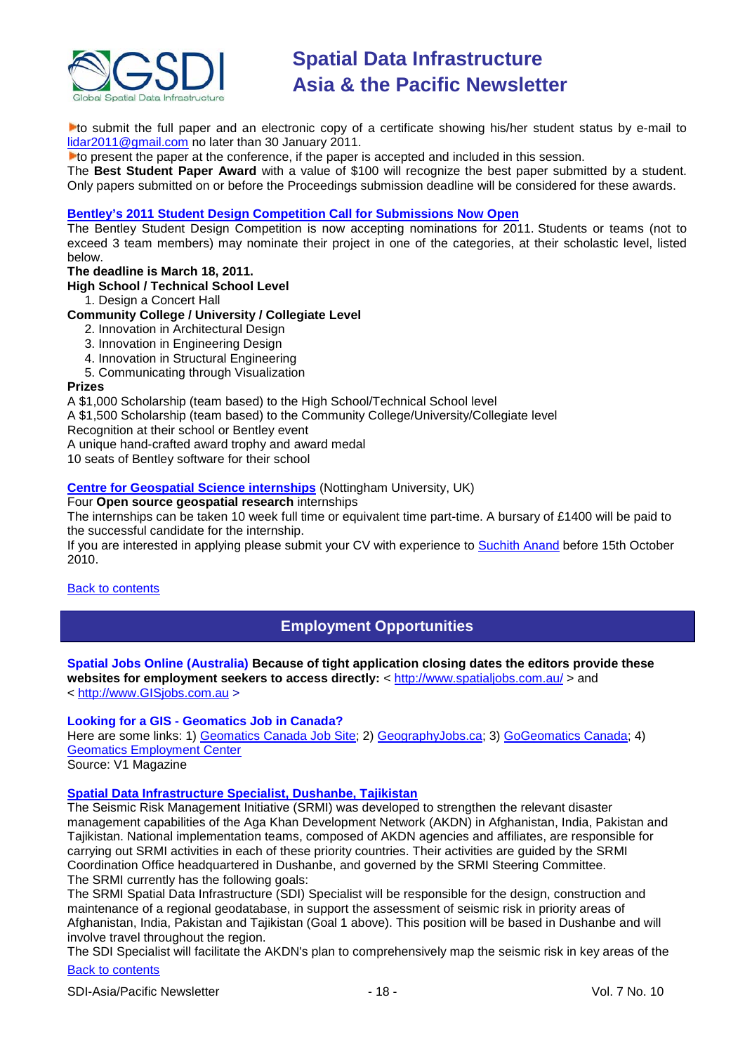▶to submit the full paper and an electronic copy of a certificate showing his/her student status by e-mail to lidar2011@gmail.com no later than 30 January 2011.

▶to present the paper at the conference, if the paper is accepted and included in this session.

The **Best Student Paper Award** with a value of $100 will recognize the best paper submitted by a student. Only papers submitted on or before the Proceedings submission deadline will be considered for these awards.

### Bentley's 2011 Student Design Competition Call for Submissions Now Open

The Bentley Student Design Competition is now accepting nominations for 2011. Students or teams (not to exceed 3 team members) may nominate their project in one of the categories, at their scholastic level, listed below.

**The deadline is March 18, 2011.**

**High School / Technical School Level**

1. Design a Concert Hall

**Community College / University / Collegiate Level**

2. Innovation in Architectural Design
3. Innovation in Engineering Design
4. Innovation in Structural Engineering
5. Communicating through Visualization

**Prizes**

A $1,000 Scholarship (team based) to the High School/Technical School level
A $1,500 Scholarship (team based) to the Community College/University/Collegiate level
Recognition at their school or Bentley event
A unique hand-crafted award trophy and award medal
10 seats of Bentley software for their school

### Centre for Geospatial Science internships (Nottingham University, UK)

Four **Open source geospatial research** internships

The internships can be taken 10 week full time or equivalent time part-time. A bursary of £1400 will be paid to the successful candidate for the internship.

If you are interested in applying please submit your CV with experience to Suchith Anand before 15th October 2010.

Back to contents

## Employment Opportunities

**Spatial Jobs Online (Australia) Because of tight application closing dates the editors provide these websites for employment seekers to access directly:** < http://www.spatialjobs.com.au/ > and < http://www.GISjobs.com.au >

### Looking for a GIS - Geomatics Job in Canada?

Here are some links: 1) Geomatics Canada Job Site; 2) GeographyJobs.ca; 3) GoGeomatics Canada; 4) Geomatics Employment Center
Source: V1 Magazine

### Spatial Data Infrastructure Specialist, Dushanbe, Tajikistan

The Seismic Risk Management Initiative (SRMI) was developed to strengthen the relevant disaster management capabilities of the Aga Khan Development Network (AKDN) in Afghanistan, India, Pakistan and Tajikistan. National implementation teams, composed of AKDN agencies and affiliates, are responsible for carrying out SRMI activities in each of these priority countries. Their activities are guided by the SRMI Coordination Office headquartered in Dushanbe, and governed by the SRMI Steering Committee.

The SRMI currently has the following goals:

The SRMI Spatial Data Infrastructure (SDI) Specialist will be responsible for the design, construction and maintenance of a regional geodatabase, in support the assessment of seismic risk in priority areas of Afghanistan, India, Pakistan and Tajikistan (Goal 1 above). This position will be based in Dushanbe and will involve travel throughout the region.

The SDI Specialist will facilitate the AKDN's plan to comprehensively map the seismic risk in key areas of the

Back to contents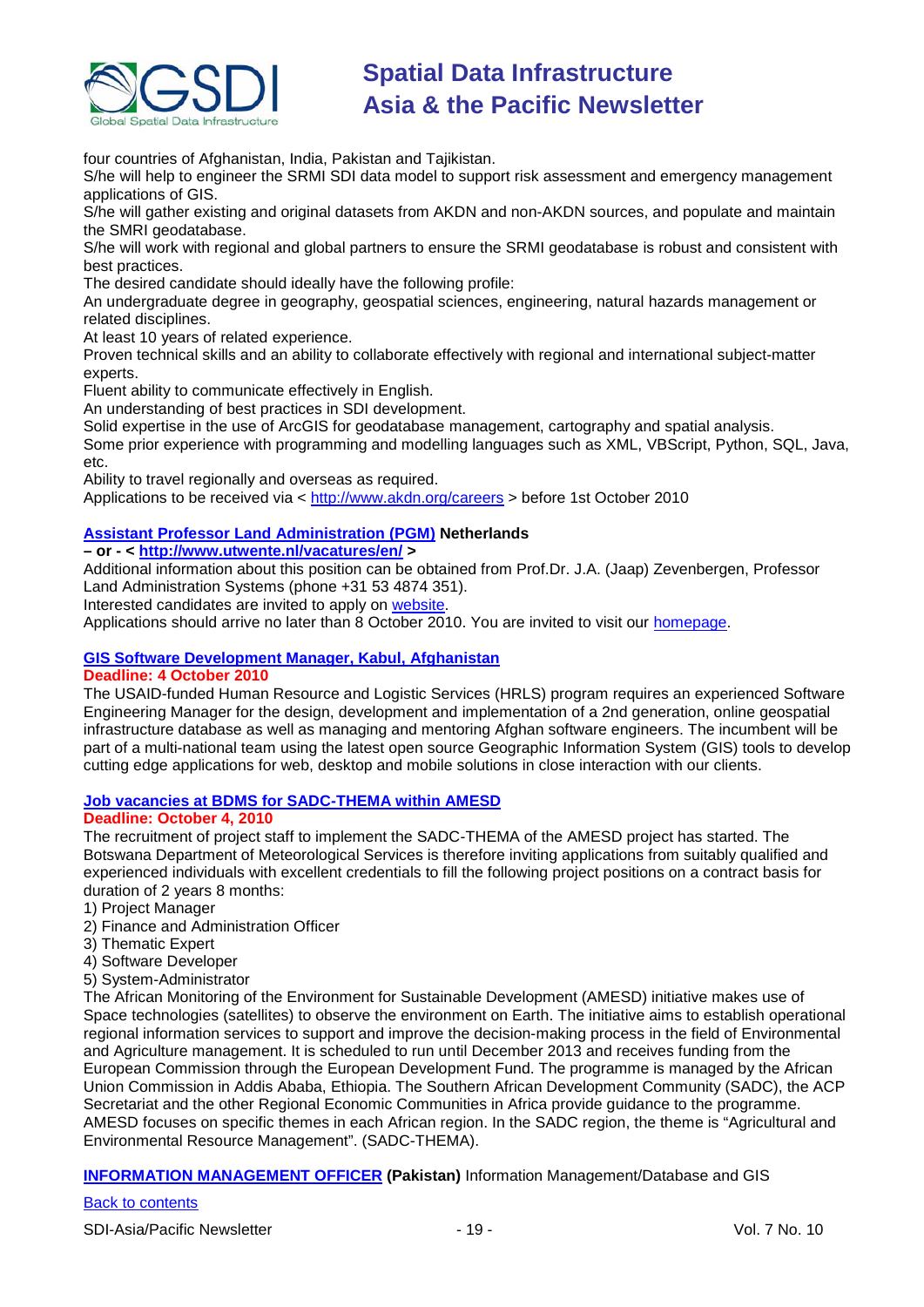four countries of Afghanistan, India, Pakistan and Tajikistan.
S/he will help to engineer the SRMI SDI data model to support risk assessment and emergency management applications of GIS.
S/he will gather existing and original datasets from AKDN and non-AKDN sources, and populate and maintain the SMRI geodatabase.
S/he will work with regional and global partners to ensure the SRMI geodatabase is robust and consistent with best practices.
The desired candidate should ideally have the following profile:
An undergraduate degree in geography, geospatial sciences, engineering, natural hazards management or related disciplines.
At least 10 years of related experience.
Proven technical skills and an ability to collaborate effectively with regional and international subject-matter experts.
Fluent ability to communicate effectively in English.
An understanding of best practices in SDI development.
Solid expertise in the use of ArcGIS for geodatabase management, cartography and spatial analysis.
Some prior experience with programming and modelling languages such as XML, VBScript, Python, SQL, Java, etc.
Ability to travel regionally and overseas as required.
Applications to be received via < http://www.akdn.org/careers > before 1st October 2010

**Assistant Professor Land Administration (PGM) Netherlands**
**– or - < http://www.utwente.nl/vacatures/en/ >**
Additional information about this position can be obtained from Prof.Dr. J.A. (Jaap) Zevenbergen, Professor Land Administration Systems (phone +31 53 4874 351).
Interested candidates are invited to apply on website.
Applications should arrive no later than 8 October 2010. You are invited to visit our homepage.

**GIS Software Development Manager, Kabul, Afghanistan**
**Deadline: 4 October 2010**
The USAID-funded Human Resource and Logistic Services (HRLS) program requires an experienced Software Engineering Manager for the design, development and implementation of a 2nd generation, online geospatial infrastructure database as well as managing and mentoring Afghan software engineers. The incumbent will be part of a multi-national team using the latest open source Geographic Information System (GIS) tools to develop cutting edge applications for web, desktop and mobile solutions in close interaction with our clients.

**Job vacancies at BDMS for SADC-THEMA within AMESD**
**Deadline: October 4, 2010**
The recruitment of project staff to implement the SADC-THEMA of the AMESD project has started. The Botswana Department of Meteorological Services is therefore inviting applications from suitably qualified and experienced individuals with excellent credentials to fill the following project positions on a contract basis for duration of 2 years 8 months:
1) Project Manager
2) Finance and Administration Officer
3) Thematic Expert
4) Software Developer
5) System-Administrator
The African Monitoring of the Environment for Sustainable Development (AMESD) initiative makes use of Space technologies (satellites) to observe the environment on Earth. The initiative aims to establish operational regional information services to support and improve the decision-making process in the field of Environmental and Agriculture management. It is scheduled to run until December 2013 and receives funding from the European Commission through the European Development Fund. The programme is managed by the African Union Commission in Addis Ababa, Ethiopia. The Southern African Development Community (SADC), the ACP Secretariat and the other Regional Economic Communities in Africa provide guidance to the programme. AMESD focuses on specific themes in each African region. In the SADC region, the theme is "Agricultural and Environmental Resource Management". (SADC-THEMA).

**INFORMATION MANAGEMENT OFFICER (Pakistan)** Information Management/Database and GIS

Back to contents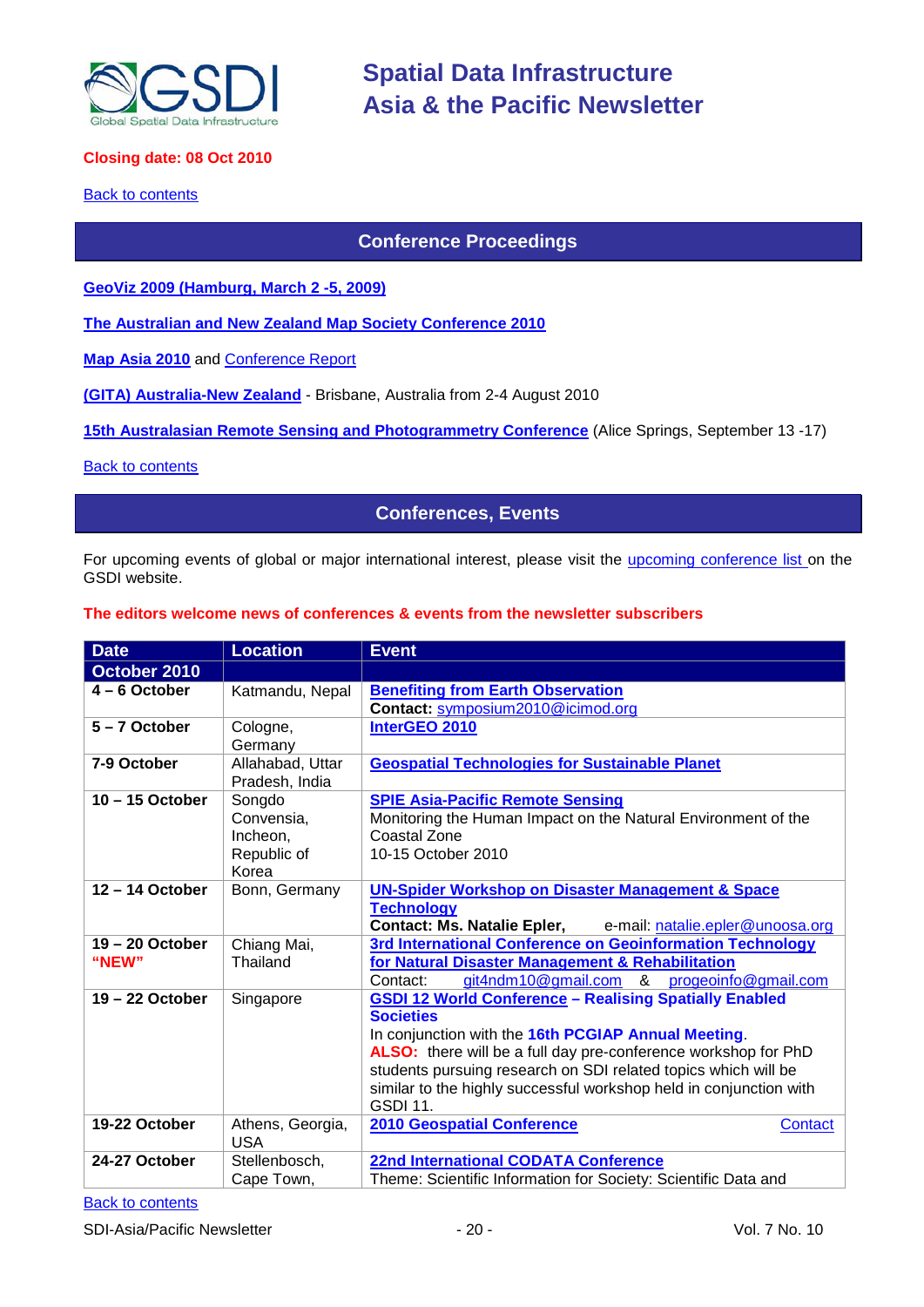**Closing date: 08 Oct 2010**

Back to contents

## Conference Proceedings

**GeoViz 2009 (Hamburg, March 2 -5, 2009)**

**The Australian and New Zealand Map Society Conference 2010**

**Map Asia 2010** and Conference Report

**(GITA) Australia-New Zealand** - Brisbane, Australia from 2-4 August 2010

**15th Australasian Remote Sensing and Photogrammetry Conference** (Alice Springs, September 13 -17)

Back to contents

## Conferences, Events

For upcoming events of global or major international interest, please visit the upcoming conference list on the GSDI website.

**The editors welcome news of conferences & events from the newsletter subscribers**

| Date | Location | Event |
|---|---|---|
| **October 2010** | | |
| **4 – 6 October** | Katmandu, Nepal | **Benefiting from Earth Observation**<br>**Contact:** symposium2010@icimod.org |
| **5 – 7 October** | Cologne, Germany | **InterGEO 2010** |
| **7-9 October** | Allahabad, Uttar Pradesh, India | **Geospatial Technologies for Sustainable Planet** |
| **10 – 15 October** | Songdo Convensia, Incheon, Republic of Korea | **SPIE Asia-Pacific Remote Sensing**<br>Monitoring the Human Impact on the Natural Environment of the Coastal Zone<br>10-15 October 2010 |
| **12 – 14 October** | Bonn, Germany | **UN-Spider Workshop on Disaster Management & Space Technology**<br>**Contact: Ms. Natalie Epler,** e-mail: natalie.epler@unoosa.org |
| **19 – 20 October "NEW"** | Chiang Mai, Thailand | **3rd International Conference on Geoinformation Technology for Natural Disaster Management & Rehabilitation**<br>Contact: git4ndm10@gmail.com & progeoinfo@gmail.com |
| **19 – 22 October** | Singapore | **GSDI 12 World Conference – Realising Spatially Enabled Societies**<br>In conjunction with the **16th PCGIAP Annual Meeting**.<br>**ALSO:** there will be a full day pre-conference workshop for PhD students pursuing research on SDI related topics which will be similar to the highly successful workshop held in conjunction with GSDI 11. |
| **19-22 October** | Athens, Georgia, USA | **2010 Geospatial Conference** Contact |
| **24-27 October** | Stellenbosch, Cape Town, | **22nd International CODATA Conference**<br>Theme: Scientific Information for Society: Scientific Data and |

Back to contents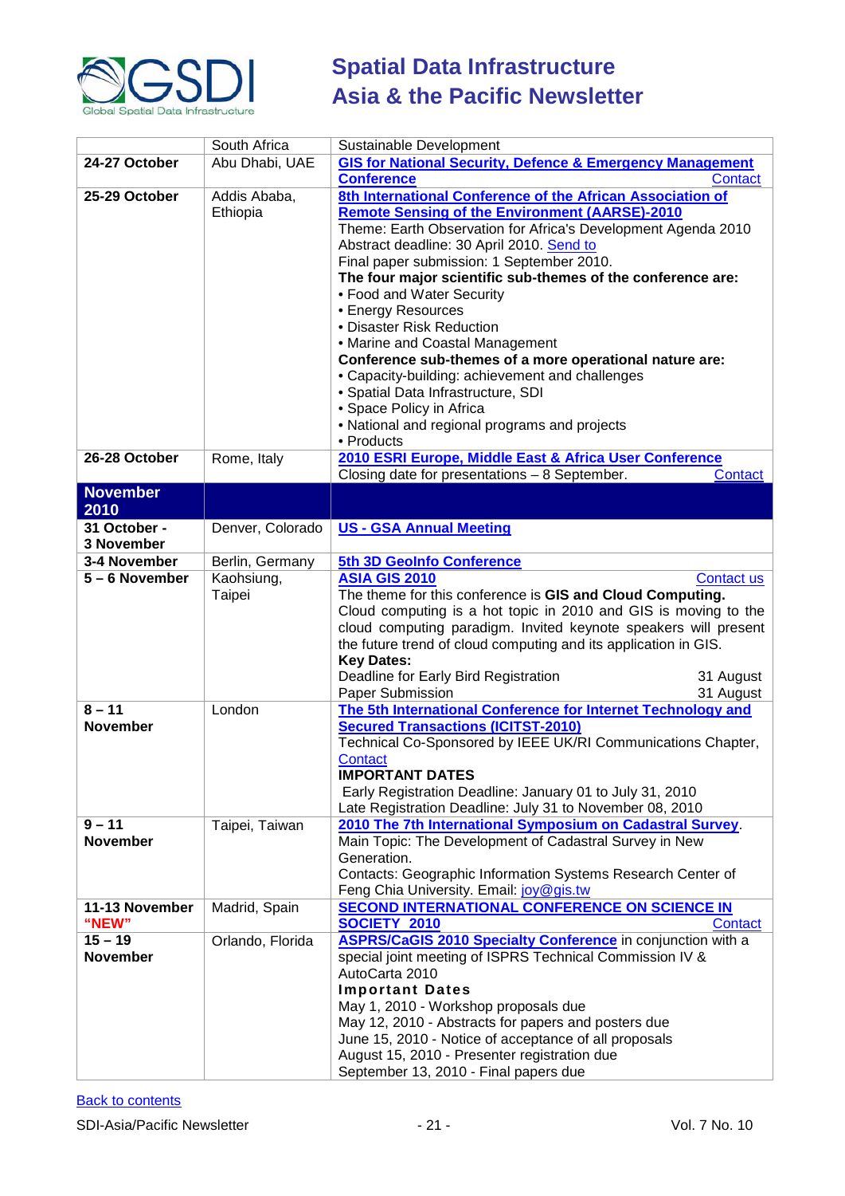| | | |
|---|---|---|
| | South Africa | Sustainable Development |
| **24-27 October** | Abu Dhabi, UAE | **GIS for National Security, Defence & Emergency Management Conference** Contact |
| **25-29 October** | Addis Ababa, Ethiopia | **8th International Conference of the African Association of Remote Sensing of the Environment (AARSE)-2010**<br>Theme: Earth Observation for Africa's Development Agenda 2010<br>Abstract deadline: 30 April 2010. Send to<br>Final paper submission: 1 September 2010.<br>**The four major scientific sub-themes of the conference are:**<br>• Food and Water Security<br>• Energy Resources<br>• Disaster Risk Reduction<br>• Marine and Coastal Management<br>**Conference sub-themes of a more operational nature are:**<br>• Capacity-building: achievement and challenges<br>• Spatial Data Infrastructure, SDI<br>• Space Policy in Africa<br>• National and regional programs and projects<br>• Products |
| **26-28 October** | Rome, Italy | **2010 ESRI Europe, Middle East & Africa User Conference**<br>Closing date for presentations – 8 September. Contact |
| **November 2010** | | |
| **31 October - 3 November** | Denver, Colorado | **US - GSA Annual Meeting** |
| **3-4 November** | Berlin, Germany | **5th 3D GeoInfo Conference** |
| **5 – 6 November** | Kaohsiung, Taipei | **ASIA GIS 2010** Contact us<br>The theme for this conference is **GIS and Cloud Computing.** Cloud computing is a hot topic in 2010 and GIS is moving to the cloud computing paradigm. Invited keynote speakers will present the future trend of cloud computing and its application in GIS.<br>**Key Dates:**<br>Deadline for Early Bird Registration 31 August<br>Paper Submission 31 August |
| **8 – 11 November** | London | **The 5th International Conference for Internet Technology and Secured Transactions (ICITST-2010)**<br>Technical Co-Sponsored by IEEE UK/RI Communications Chapter, Contact<br>**IMPORTANT DATES**<br>Early Registration Deadline: January 01 to July 31, 2010<br>Late Registration Deadline: July 31 to November 08, 2010 |
| **9 – 11 November** | Taipei, Taiwan | **2010 The 7th International Symposium on Cadastral Survey**.<br>Main Topic: The Development of Cadastral Survey in New Generation.<br>Contacts: Geographic Information Systems Research Center of Feng Chia University. Email: joy@gis.tw |
| **11-13 November "NEW"** | Madrid, Spain | **SECOND INTERNATIONAL CONFERENCE ON SCIENCE IN SOCIETY 2010** Contact |
| **15 – 19 November** | Orlando, Florida | **ASPRS/CaGIS 2010 Specialty Conference** in conjunction with a special joint meeting of ISPRS Technical Commission IV & AutoCarta 2010<br>**Important Dates**<br>May 1, 2010 - Workshop proposals due<br>May 12, 2010 - Abstracts for papers and posters due<br>June 15, 2010 - Notice of acceptance of all proposals<br>August 15, 2010 - Presenter registration due<br>September 13, 2010 - Final papers due |

Back to contents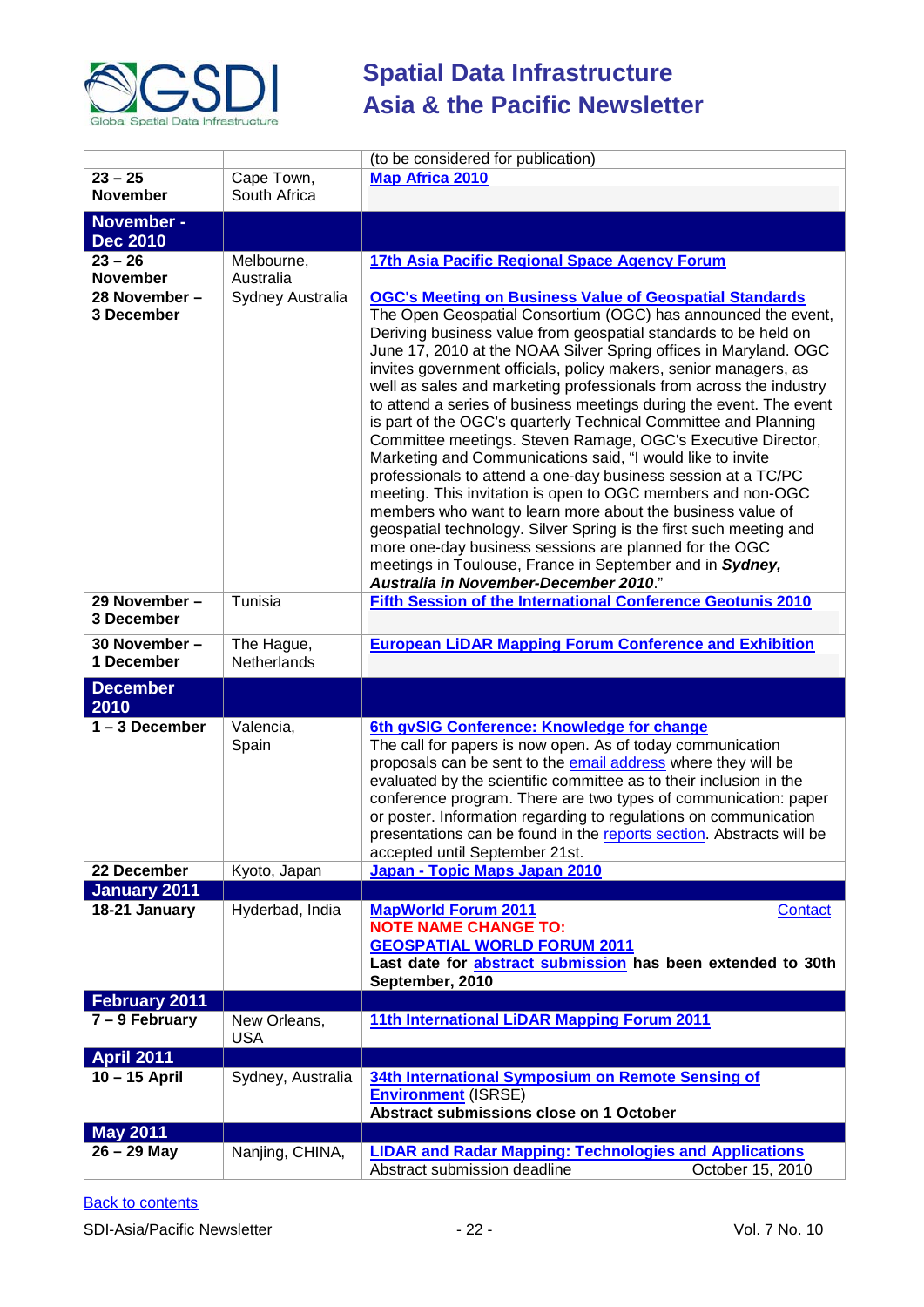| | | |
|---|---|---|
| | | (to be considered for publication) |
| **23 – 25 November** | Cape Town, South Africa | **Map Africa 2010** |
| **November - Dec 2010** | | |
| **23 – 26 November** | Melbourne, Australia | **17th Asia Pacific Regional Space Agency Forum** |
| **28 November – 3 December** | Sydney Australia | **OGC's Meeting on Business Value of Geospatial Standards** The Open Geospatial Consortium (OGC) has announced the event, Deriving business value from geospatial standards to be held on June 17, 2010 at the NOAA Silver Spring offices in Maryland. OGC invites government officials, policy makers, senior managers, as well as sales and marketing professionals from across the industry to attend a series of business meetings during the event. The event is part of the OGC's quarterly Technical Committee and Planning Committee meetings. Steven Ramage, OGC's Executive Director, Marketing and Communications said, "I would like to invite professionals to attend a one-day business session at a TC/PC meeting. This invitation is open to OGC members and non-OGC members who want to learn more about the business value of geospatial technology. Silver Spring is the first such meeting and more one-day business sessions are planned for the OGC meetings in Toulouse, France in September and in ***Sydney, Australia in November-December 2010***." |
| **29 November – 3 December** | Tunisia | **Fifth Session of the International Conference Geotunis 2010** |
| **30 November – 1 December** | The Hague, Netherlands | **European LiDAR Mapping Forum Conference and Exhibition** |
| **December 2010** | | |
| **1 – 3 December** | Valencia, Spain | **6th gvSIG Conference: Knowledge for change** The call for papers is now open. As of today communication proposals can be sent to the email address where they will be evaluated by the scientific committee as to their inclusion in the conference program. There are two types of communication: paper or poster. Information regarding to regulations on communication presentations can be found in the reports section. Abstracts will be accepted until September 21st. |
| **22 December** | Kyoto, Japan | **Japan - Topic Maps Japan 2010** |
| **January 2011** | | |
| **18-21 January** | Hyderbad, India | **MapWorld Forum 2011** Contact **NOTE NAME CHANGE TO:** **GEOSPATIAL WORLD FORUM 2011** **Last date for abstract submission has been extended to 30th September, 2010** |
| **February 2011** | | |
| **7 – 9 February** | New Orleans, USA | **11th International LiDAR Mapping Forum 2011** |
| **April 2011** | | |
| **10 – 15 April** | Sydney, Australia | **34th International Symposium on Remote Sensing of Environment** (ISRSE) **Abstract submissions close on 1 October** |
| **May 2011** | | |
| **26 – 29 May** | Nanjing, CHINA, | **LIDAR and Radar Mapping: Technologies and Applications** Abstract submission deadline October 15, 2010 |

Back to contents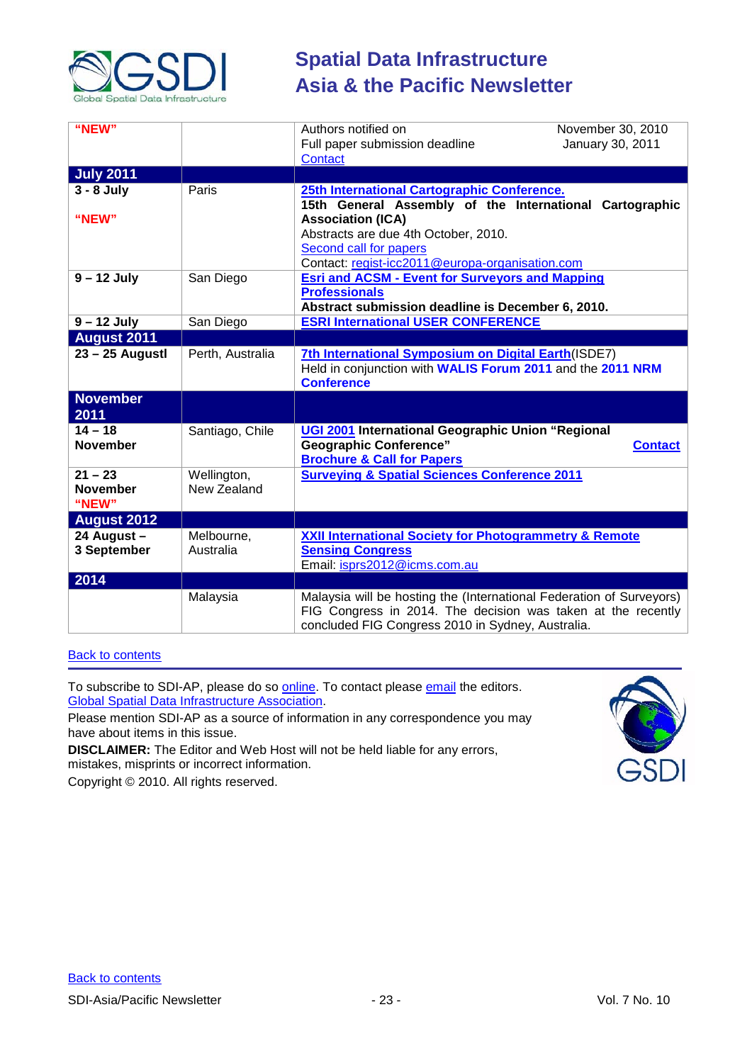| | | |
|---|---|---|
| **"NEW"** | | Authors notified on November 30, 2010<br>Full paper submission deadline January 30, 2011<br>Contact |
| **July 2011** | | |
| **3 - 8 July**<br><br>**"NEW"** | Paris | **25th International Cartographic Conference.**<br>**15th General Assembly of the International Cartographic Association (ICA)**<br>Abstracts are due 4th October, 2010.<br>Second call for papers<br>Contact: regist-icc2011@europa-organisation.com |
| **9 – 12 July** | San Diego | **Esri and ACSM - Event for Surveyors and Mapping Professionals**<br>**Abstract submission deadline is December 6, 2010.** |
| **9 – 12 July** | San Diego | **ESRI International USER CONFERENCE** |
| **August 2011** | | |
| **23 – 25 Augustl** | Perth, Australia | **7th International Symposium on Digital Earth**(ISDE7)<br>Held in conjunction with **WALIS Forum 2011** and the **2011 NRM Conference** |
| **November 2011** | | |
| **14 – 18 November** | Santiago, Chile | **UGI 2001 International Geographic Union "Regional Geographic Conference"** **Contact**<br>**Brochure & Call for Papers** |
| **21 – 23 November**<br>**"NEW"** | Wellington, New Zealand | **Surveying & Spatial Sciences Conference 2011** |
| **August 2012** | | |
| **24 August – 3 September** | Melbourne, Australia | **XXII International Society for Photogrammetry & Remote Sensing Congress**<br>Email: isprs2012@icms.com.au |
| **2014** | | |
| | Malaysia | Malaysia will be hosting the (International Federation of Surveyors) FIG Congress in 2014. The decision was taken at the recently concluded FIG Congress 2010 in Sydney, Australia. |

Back to contents

To subscribe to SDI-AP, please do so online. To contact please email the editors.
Global Spatial Data Infrastructure Association.

Please mention SDI-AP as a source of information in any correspondence you may have about items in this issue.

**DISCLAIMER:** The Editor and Web Host will not be held liable for any errors, mistakes, misprints or incorrect information.

Copyright © 2010. All rights reserved.

Back to contents